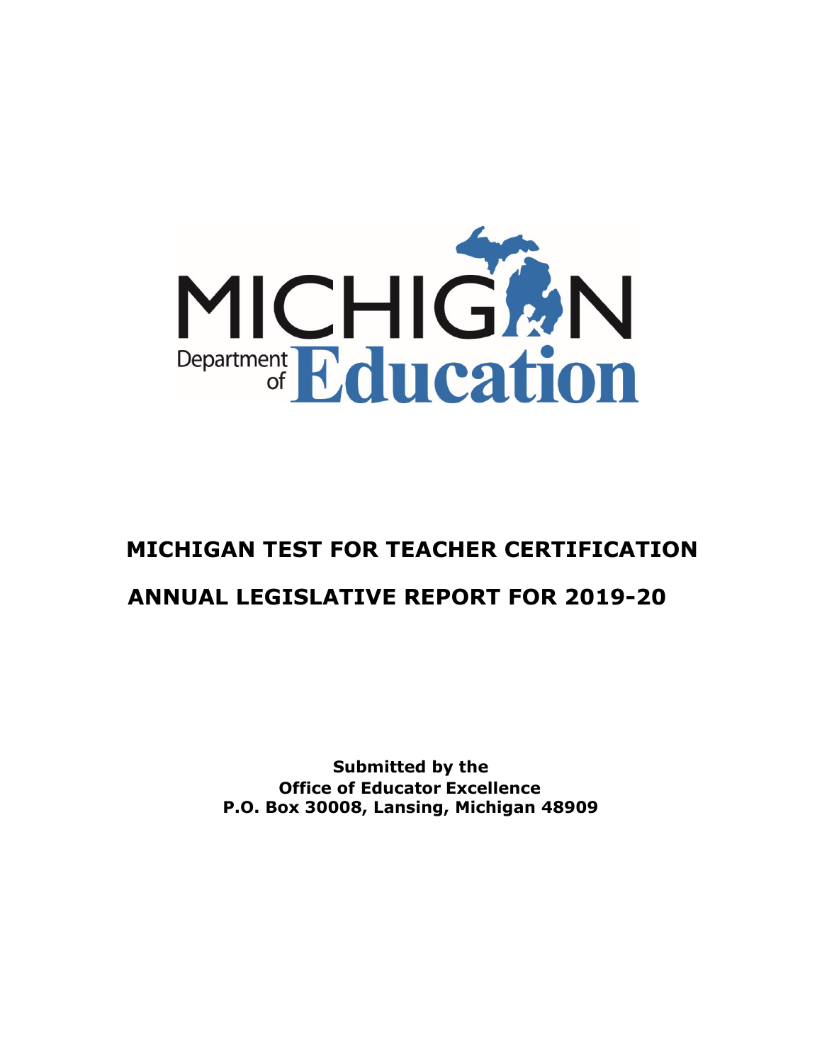# MICHIGAN TEST FOR TEACHER CERTIFICATION

# ANNUAL LEGISLATIVE REPORT FOR 2019-20

**Submitted by the**
**Office of Educator Excellence**
**P.O. Box 30008, Lansing, Michigan 48909**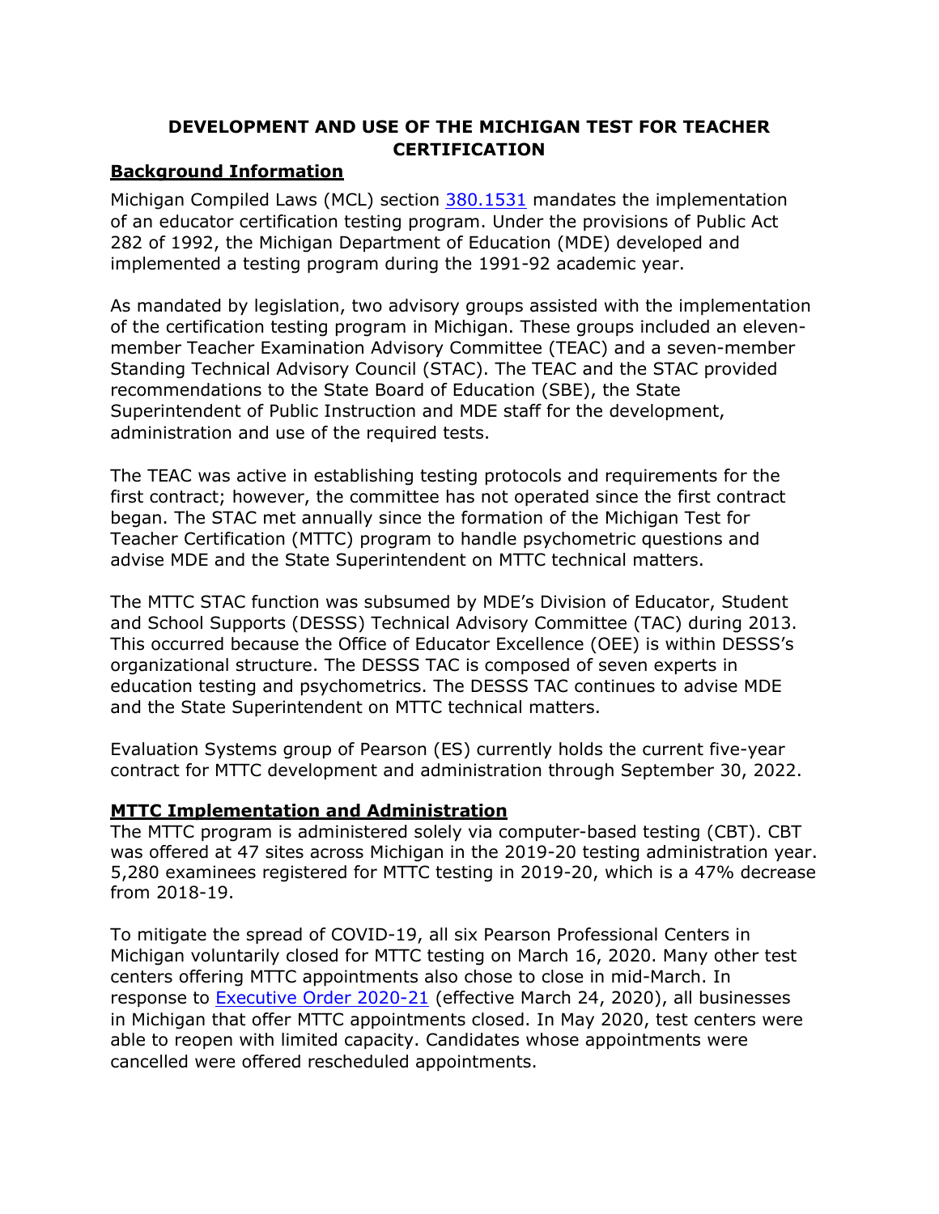# DEVELOPMENT AND USE OF THE MICHIGAN TEST FOR TEACHER CERTIFICATION

## Background Information

Michigan Compiled Laws (MCL) section [380.1531](380.1531) mandates the implementation of an educator certification testing program. Under the provisions of Public Act 282 of 1992, the Michigan Department of Education (MDE) developed and implemented a testing program during the 1991-92 academic year.

As mandated by legislation, two advisory groups assisted with the implementation of the certification testing program in Michigan. These groups included an eleven-member Teacher Examination Advisory Committee (TEAC) and a seven-member Standing Technical Advisory Council (STAC). The TEAC and the STAC provided recommendations to the State Board of Education (SBE), the State Superintendent of Public Instruction and MDE staff for the development, administration and use of the required tests.

The TEAC was active in establishing testing protocols and requirements for the first contract; however, the committee has not operated since the first contract began. The STAC met annually since the formation of the Michigan Test for Teacher Certification (MTTC) program to handle psychometric questions and advise MDE and the State Superintendent on MTTC technical matters.

The MTTC STAC function was subsumed by MDE's Division of Educator, Student and School Supports (DESSS) Technical Advisory Committee (TAC) during 2013. This occurred because the Office of Educator Excellence (OEE) is within DESSS's organizational structure. The DESSS TAC is composed of seven experts in education testing and psychometrics. The DESSS TAC continues to advise MDE and the State Superintendent on MTTC technical matters.

Evaluation Systems group of Pearson (ES) currently holds the current five-year contract for MTTC development and administration through September 30, 2022.

## MTTC Implementation and Administration

The MTTC program is administered solely via computer-based testing (CBT). CBT was offered at 47 sites across Michigan in the 2019-20 testing administration year. 5,280 examinees registered for MTTC testing in 2019-20, which is a 47% decrease from 2018-19.

To mitigate the spread of COVID-19, all six Pearson Professional Centers in Michigan voluntarily closed for MTTC testing on March 16, 2020. Many other test centers offering MTTC appointments also chose to close in mid-March. In response to [Executive Order 2020-21](Executive Order 2020-21) (effective March 24, 2020), all businesses in Michigan that offer MTTC appointments closed. In May 2020, test centers were able to reopen with limited capacity. Candidates whose appointments were cancelled were offered rescheduled appointments.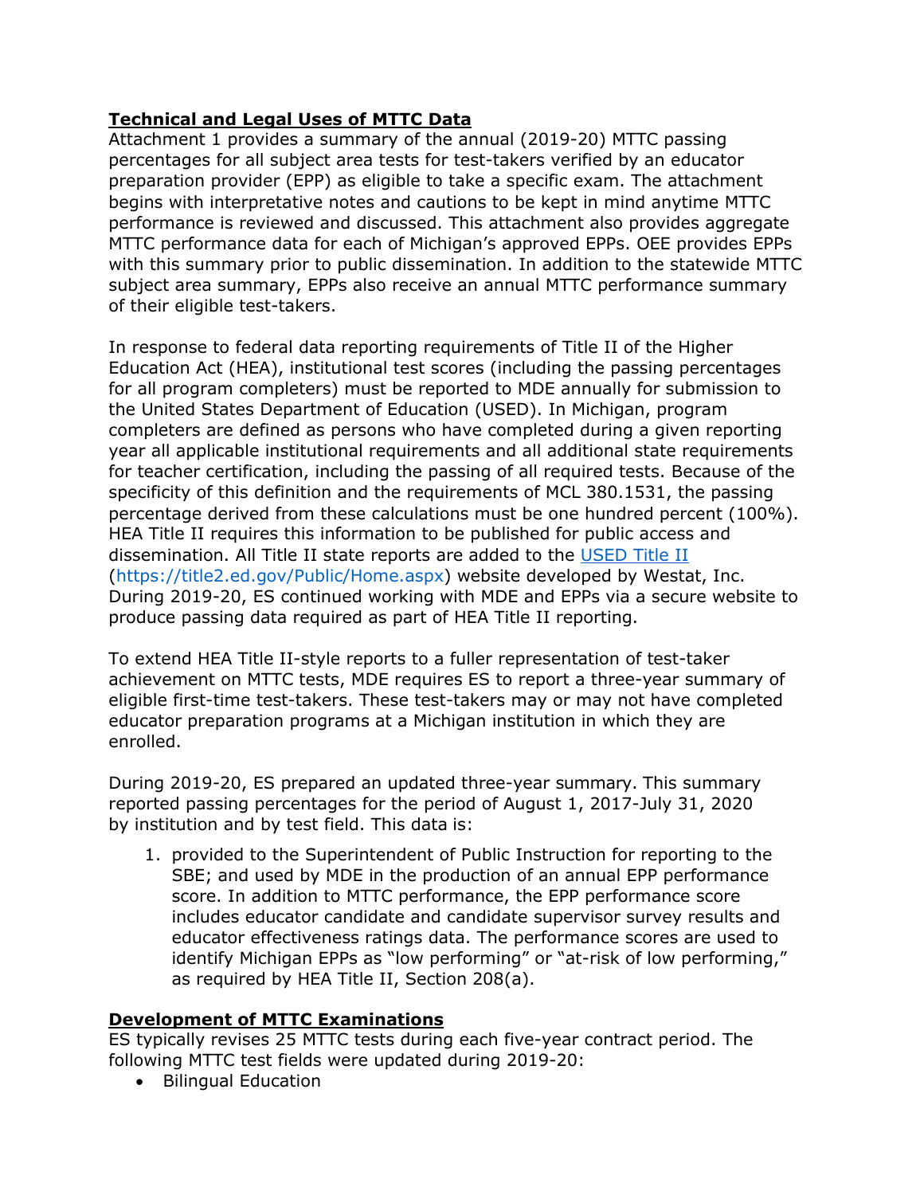**Technical and Legal Uses of MTTC Data**

Attachment 1 provides a summary of the annual (2019-20) MTTC passing percentages for all subject area tests for test-takers verified by an educator preparation provider (EPP) as eligible to take a specific exam. The attachment begins with interpretative notes and cautions to be kept in mind anytime MTTC performance is reviewed and discussed. This attachment also provides aggregate MTTC performance data for each of Michigan's approved EPPs. OEE provides EPPs with this summary prior to public dissemination. In addition to the statewide MTTC subject area summary, EPPs also receive an annual MTTC performance summary of their eligible test-takers.

In response to federal data reporting requirements of Title II of the Higher Education Act (HEA), institutional test scores (including the passing percentages for all program completers) must be reported to MDE annually for submission to the United States Department of Education (USED). In Michigan, program completers are defined as persons who have completed during a given reporting year all applicable institutional requirements and all additional state requirements for teacher certification, including the passing of all required tests. Because of the specificity of this definition and the requirements of MCL 380.1531, the passing percentage derived from these calculations must be one hundred percent (100%). HEA Title II requires this information to be published for public access and dissemination. All Title II state reports are added to the [USED Title II](https://title2.ed.gov/Public/Home.aspx) (https://title2.ed.gov/Public/Home.aspx) website developed by Westat, Inc. During 2019-20, ES continued working with MDE and EPPs via a secure website to produce passing data required as part of HEA Title II reporting.

To extend HEA Title II-style reports to a fuller representation of test-taker achievement on MTTC tests, MDE requires ES to report a three-year summary of eligible first-time test-takers. These test-takers may or may not have completed educator preparation programs at a Michigan institution in which they are enrolled.

During 2019-20, ES prepared an updated three-year summary. This summary reported passing percentages for the period of August 1, 2017-July 31, 2020 by institution and by test field. This data is:

1. provided to the Superintendent of Public Instruction for reporting to the SBE; and used by MDE in the production of an annual EPP performance score. In addition to MTTC performance, the EPP performance score includes educator candidate and candidate supervisor survey results and educator effectiveness ratings data. The performance scores are used to identify Michigan EPPs as "low performing" or "at-risk of low performing," as required by HEA Title II, Section 208(a).

**Development of MTTC Examinations**

ES typically revises 25 MTTC tests during each five-year contract period. The following MTTC test fields were updated during 2019-20:

- Bilingual Education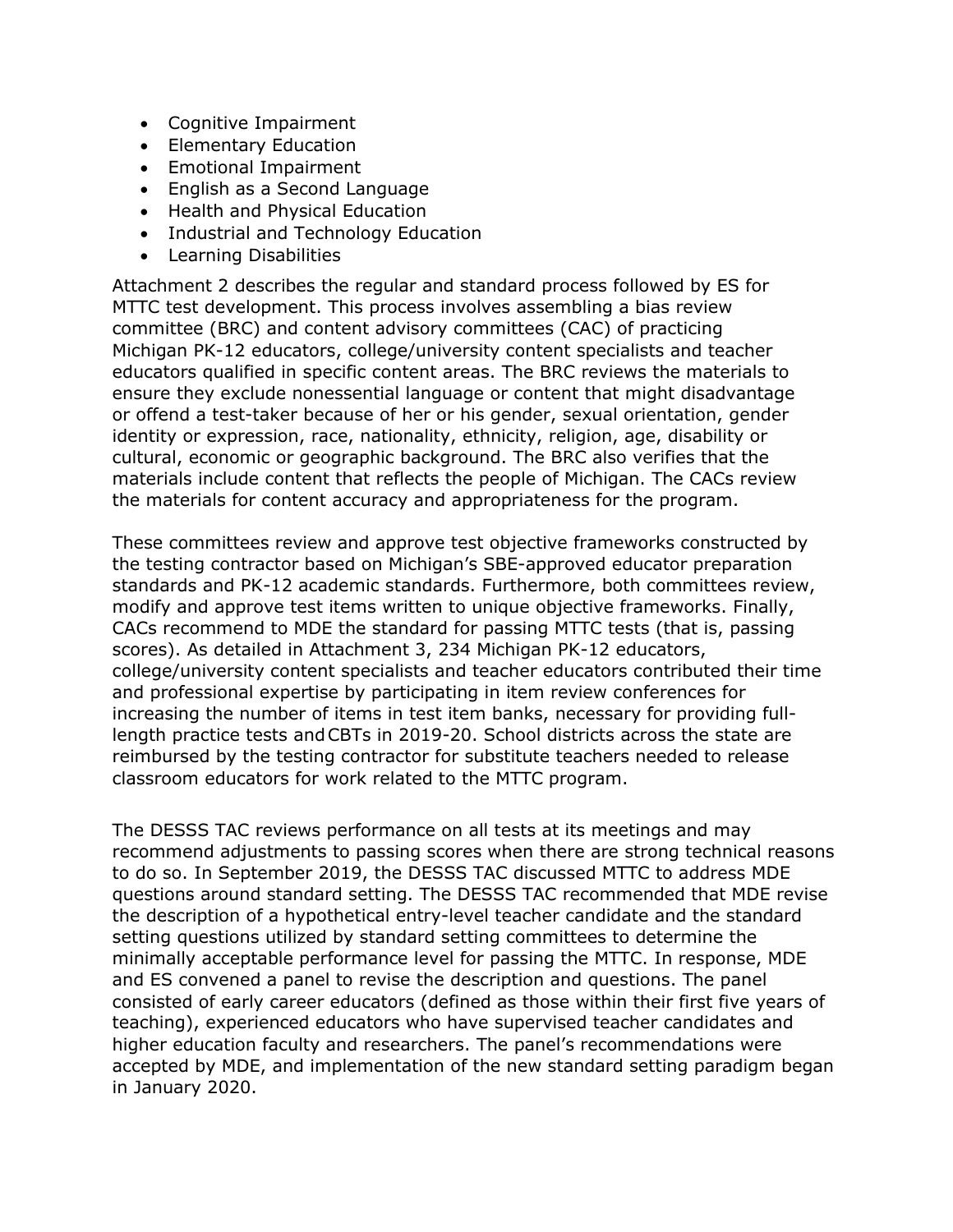- Cognitive Impairment
- Elementary Education
- Emotional Impairment
- English as a Second Language
- Health and Physical Education
- Industrial and Technology Education
- Learning Disabilities

Attachment 2 describes the regular and standard process followed by ES for MTTC test development. This process involves assembling a bias review committee (BRC) and content advisory committees (CAC) of practicing Michigan PK-12 educators, college/university content specialists and teacher educators qualified in specific content areas. The BRC reviews the materials to ensure they exclude nonessential language or content that might disadvantage or offend a test-taker because of her or his gender, sexual orientation, gender identity or expression, race, nationality, ethnicity, religion, age, disability or cultural, economic or geographic background. The BRC also verifies that the materials include content that reflects the people of Michigan. The CACs review the materials for content accuracy and appropriateness for the program.

These committees review and approve test objective frameworks constructed by the testing contractor based on Michigan's SBE-approved educator preparation standards and PK-12 academic standards. Furthermore, both committees review, modify and approve test items written to unique objective frameworks. Finally, CACs recommend to MDE the standard for passing MTTC tests (that is, passing scores). As detailed in Attachment 3, 234 Michigan PK-12 educators, college/university content specialists and teacher educators contributed their time and professional expertise by participating in item review conferences for increasing the number of items in test item banks, necessary for providing full-length practice tests and CBTs in 2019-20. School districts across the state are reimbursed by the testing contractor for substitute teachers needed to release classroom educators for work related to the MTTC program.

The DESSS TAC reviews performance on all tests at its meetings and may recommend adjustments to passing scores when there are strong technical reasons to do so. In September 2019, the DESSS TAC discussed MTTC to address MDE questions around standard setting. The DESSS TAC recommended that MDE revise the description of a hypothetical entry-level teacher candidate and the standard setting questions utilized by standard setting committees to determine the minimally acceptable performance level for passing the MTTC. In response, MDE and ES convened a panel to revise the description and questions. The panel consisted of early career educators (defined as those within their first five years of teaching), experienced educators who have supervised teacher candidates and higher education faculty and researchers. The panel's recommendations were accepted by MDE, and implementation of the new standard setting paradigm began in January 2020.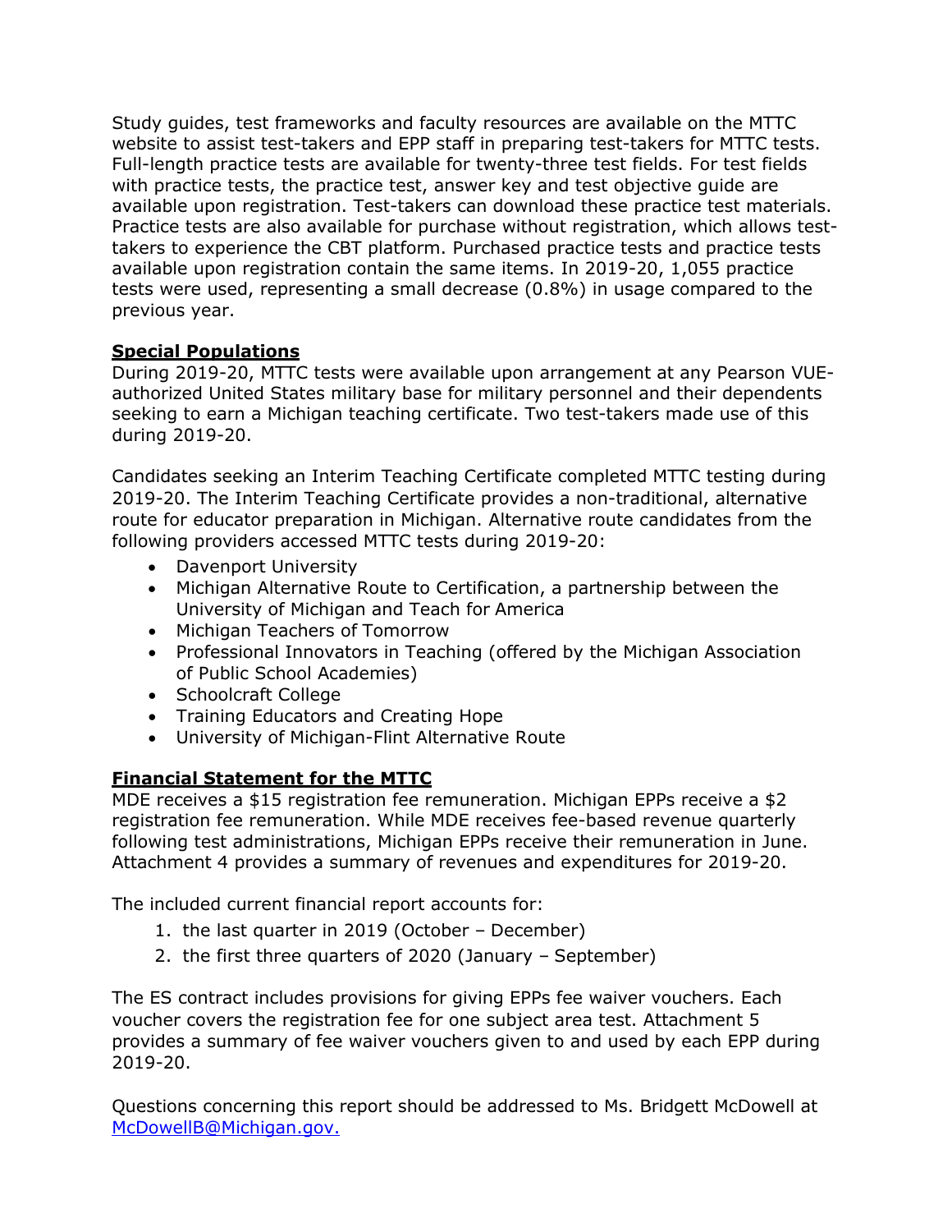Study guides, test frameworks and faculty resources are available on the MTTC website to assist test-takers and EPP staff in preparing test-takers for MTTC tests. Full-length practice tests are available for twenty-three test fields. For test fields with practice tests, the practice test, answer key and test objective guide are available upon registration. Test-takers can download these practice test materials. Practice tests are also available for purchase without registration, which allows test-takers to experience the CBT platform. Purchased practice tests and practice tests available upon registration contain the same items. In 2019-20, 1,055 practice tests were used, representing a small decrease (0.8%) in usage compared to the previous year.

## Special Populations

During 2019-20, MTTC tests were available upon arrangement at any Pearson VUE-authorized United States military base for military personnel and their dependents seeking to earn a Michigan teaching certificate. Two test-takers made use of this during 2019-20.

Candidates seeking an Interim Teaching Certificate completed MTTC testing during 2019-20. The Interim Teaching Certificate provides a non-traditional, alternative route for educator preparation in Michigan. Alternative route candidates from the following providers accessed MTTC tests during 2019-20:

- Davenport University
- Michigan Alternative Route to Certification, a partnership between the University of Michigan and Teach for America
- Michigan Teachers of Tomorrow
- Professional Innovators in Teaching (offered by the Michigan Association of Public School Academies)
- Schoolcraft College
- Training Educators and Creating Hope
- University of Michigan-Flint Alternative Route

## Financial Statement for the MTTC

MDE receives a $15 registration fee remuneration. Michigan EPPs receive a $2 registration fee remuneration. While MDE receives fee-based revenue quarterly following test administrations, Michigan EPPs receive their remuneration in June. Attachment 4 provides a summary of revenues and expenditures for 2019-20.

The included current financial report accounts for:

1. the last quarter in 2019 (October – December)
2. the first three quarters of 2020 (January – September)

The ES contract includes provisions for giving EPPs fee waiver vouchers. Each voucher covers the registration fee for one subject area test. Attachment 5 provides a summary of fee waiver vouchers given to and used by each EPP during 2019-20.

Questions concerning this report should be addressed to Ms. Bridgett McDowell at [McDowellB@Michigan.gov.](mailto:McDowellB@Michigan.gov)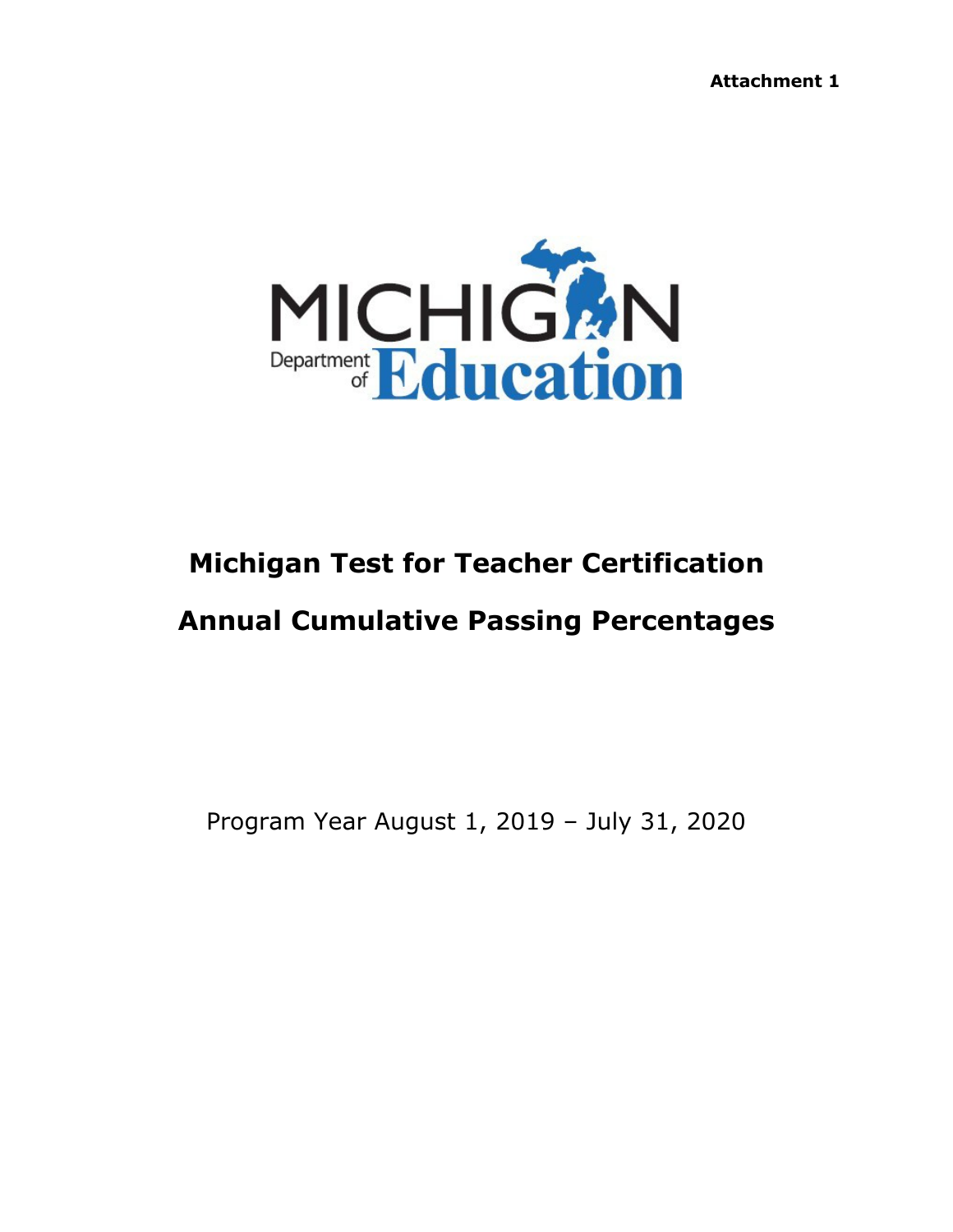**Attachment 1**

MICHIGAN Department of Education

# Michigan Test for Teacher Certification

# Annual Cumulative Passing Percentages

Program Year August 1, 2019 – July 31, 2020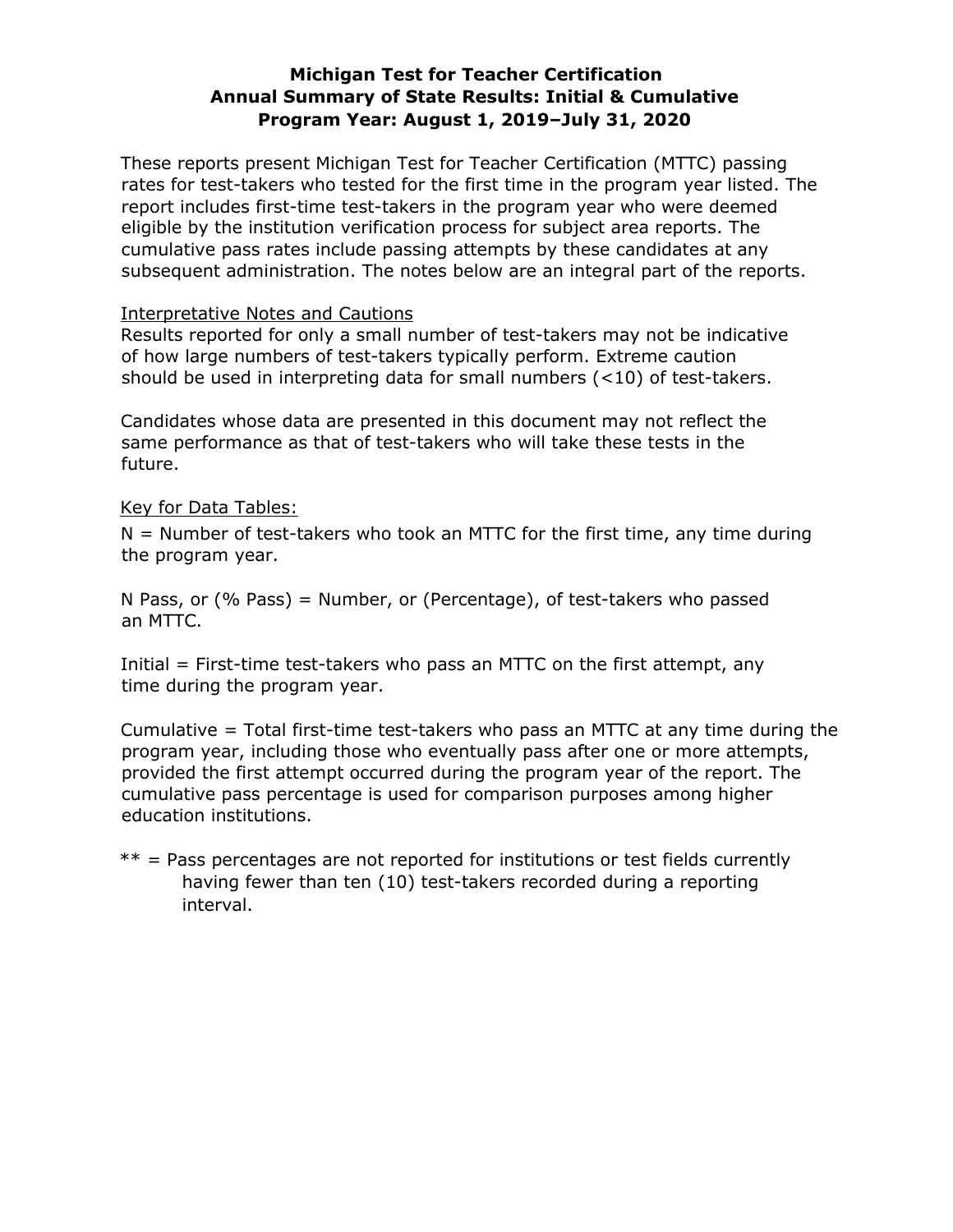# Michigan Test for Teacher Certification
## Annual Summary of State Results: Initial & Cumulative
## Program Year: August 1, 2019–July 31, 2020

These reports present Michigan Test for Teacher Certification (MTTC) passing rates for test-takers who tested for the first time in the program year listed. The report includes first-time test-takers in the program year who were deemed eligible by the institution verification process for subject area reports. The cumulative pass rates include passing attempts by these candidates at any subsequent administration. The notes below are an integral part of the reports.

<u>Interpretative Notes and Cautions</u>

Results reported for only a small number of test-takers may not be indicative of how large numbers of test-takers typically perform. Extreme caution should be used in interpreting data for small numbers (<10) of test-takers.

Candidates whose data are presented in this document may not reflect the same performance as that of test-takers who will take these tests in the future.

<u>Key for Data Tables:</u>

N = Number of test-takers who took an MTTC for the first time, any time during the program year.

N Pass, or (% Pass) = Number, or (Percentage), of test-takers who passed an MTTC.

Initial = First-time test-takers who pass an MTTC on the first attempt, any time during the program year.

Cumulative = Total first-time test-takers who pass an MTTC at any time during the program year, including those who eventually pass after one or more attempts, provided the first attempt occurred during the program year of the report. The cumulative pass percentage is used for comparison purposes among higher education institutions.

** = Pass percentages are not reported for institutions or test fields currently having fewer than ten (10) test-takers recorded during a reporting interval.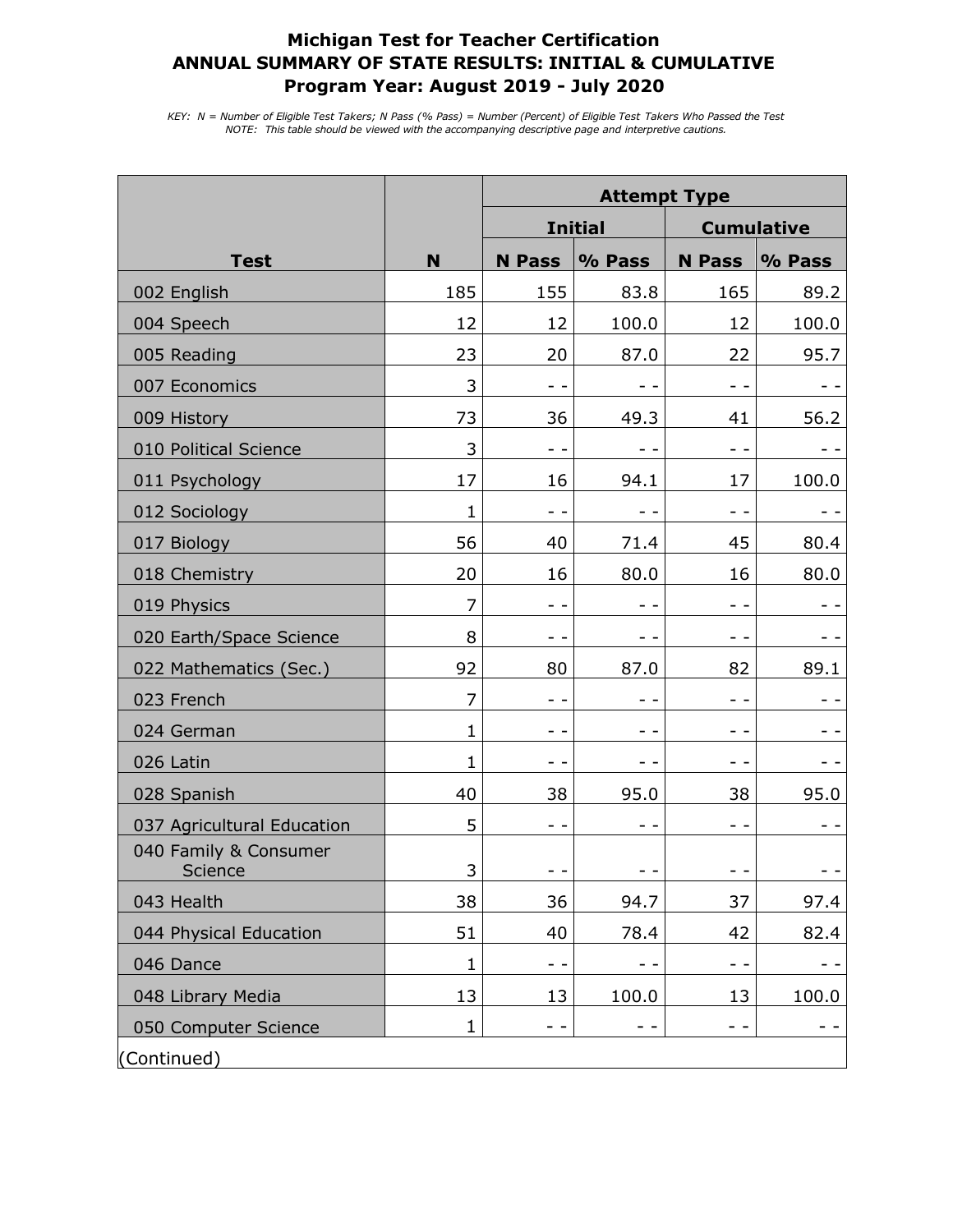# Michigan Test for Teacher Certification
## ANNUAL SUMMARY OF STATE RESULTS: INITIAL & CUMULATIVE
## Program Year: August 2019 - July 2020

*KEY: N = Number of Eligible Test Takers; N Pass (% Pass) = Number (Percent) of Eligible Test Takers Who Passed the Test*
*NOTE: This table should be viewed with the accompanying descriptive page and interpretive cautions.*

| | | Attempt Type | | | |
|---|---|---|---|---|---|
| | | Initial | | Cumulative | |
| **Test** | **N** | **N Pass** | **% Pass** | **N Pass** | **% Pass** |
| 002 English | 185 | 155 | 83.8 | 165 | 89.2 |
| 004 Speech | 12 | 12 | 100.0 | 12 | 100.0 |
| 005 Reading | 23 | 20 | 87.0 | 22 | 95.7 |
| 007 Economics | 3 | - - | - - | - - | - - |
| 009 History | 73 | 36 | 49.3 | 41 | 56.2 |
| 010 Political Science | 3 | - - | - - | - - | - - |
| 011 Psychology | 17 | 16 | 94.1 | 17 | 100.0 |
| 012 Sociology | 1 | - - | - - | - - | - - |
| 017 Biology | 56 | 40 | 71.4 | 45 | 80.4 |
| 018 Chemistry | 20 | 16 | 80.0 | 16 | 80.0 |
| 019 Physics | 7 | - - | - - | - - | - - |
| 020 Earth/Space Science | 8 | - - | - - | - - | - - |
| 022 Mathematics (Sec.) | 92 | 80 | 87.0 | 82 | 89.1 |
| 023 French | 7 | - - | - - | - - | - - |
| 024 German | 1 | - - | - - | - - | - - |
| 026 Latin | 1 | - - | - - | - - | - - |
| 028 Spanish | 40 | 38 | 95.0 | 38 | 95.0 |
| 037 Agricultural Education | 5 | - - | - - | - - | - - |
| 040 Family & Consumer Science | 3 | - - | - - | - - | - - |
| 043 Health | 38 | 36 | 94.7 | 37 | 97.4 |
| 044 Physical Education | 51 | 40 | 78.4 | 42 | 82.4 |
| 046 Dance | 1 | - - | - - | - - | - - |
| 048 Library Media | 13 | 13 | 100.0 | 13 | 100.0 |
| 050 Computer Science | 1 | - - | - - | - - | - - |

(Continued)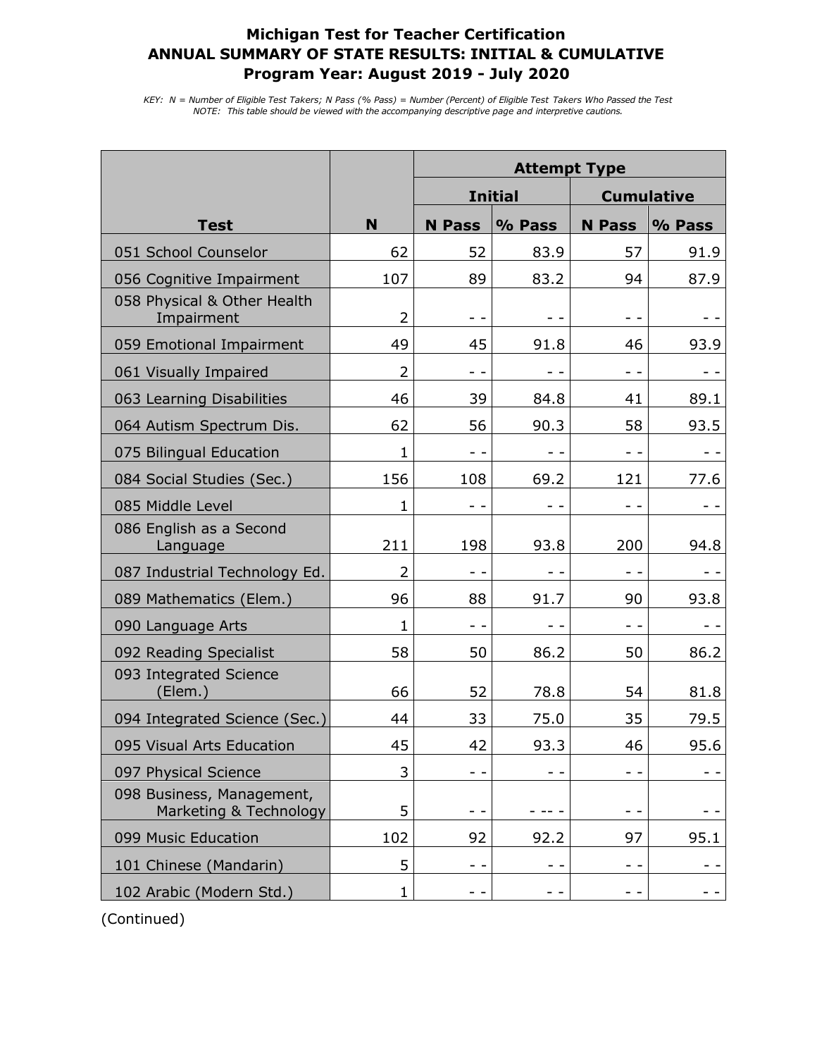# Michigan Test for Teacher Certification
## ANNUAL SUMMARY OF STATE RESULTS: INITIAL & CUMULATIVE
## Program Year: August 2019 - July 2020

*KEY: N = Number of Eligible Test Takers; N Pass (% Pass) = Number (Percent) of Eligible Test Takers Who Passed the Test*
*NOTE: This table should be viewed with the accompanying descriptive page and interpretive cautions.*

| | | Attempt Type | | | |
|---|---|---|---|---|---|
| | | Initial | | Cumulative | |
| Test | N | N Pass | % Pass | N Pass | % Pass |
| 051 School Counselor | 62 | 52 | 83.9 | 57 | 91.9 |
| 056 Cognitive Impairment | 107 | 89 | 83.2 | 94 | 87.9 |
| 058 Physical & Other Health Impairment | 2 | - - | - - | - - | - - |
| 059 Emotional Impairment | 49 | 45 | 91.8 | 46 | 93.9 |
| 061 Visually Impaired | 2 | - - | - - | - - | - - |
| 063 Learning Disabilities | 46 | 39 | 84.8 | 41 | 89.1 |
| 064 Autism Spectrum Dis. | 62 | 56 | 90.3 | 58 | 93.5 |
| 075 Bilingual Education | 1 | - - | - - | - - | - - |
| 084 Social Studies (Sec.) | 156 | 108 | 69.2 | 121 | 77.6 |
| 085 Middle Level | 1 | - - | - - | - - | - - |
| 086 English as a Second Language | 211 | 198 | 93.8 | 200 | 94.8 |
| 087 Industrial Technology Ed. | 2 | - - | - - | - - | - - |
| 089 Mathematics (Elem.) | 96 | 88 | 91.7 | 90 | 93.8 |
| 090 Language Arts | 1 | - - | - - | - - | - - |
| 092 Reading Specialist | 58 | 50 | 86.2 | 50 | 86.2 |
| 093 Integrated Science (Elem.) | 66 | 52 | 78.8 | 54 | 81.8 |
| 094 Integrated Science (Sec.) | 44 | 33 | 75.0 | 35 | 79.5 |
| 095 Visual Arts Education | 45 | 42 | 93.3 | 46 | 95.6 |
| 097 Physical Science | 3 | - - | - - | - - | - - |
| 098 Business, Management, Marketing & Technology | 5 | - - | - -- - | - - | - - |
| 099 Music Education | 102 | 92 | 92.2 | 97 | 95.1 |
| 101 Chinese (Mandarin) | 5 | - - | - - | - - | - - |
| 102 Arabic (Modern Std.) | 1 | - - | - - | - - | - - |

(Continued)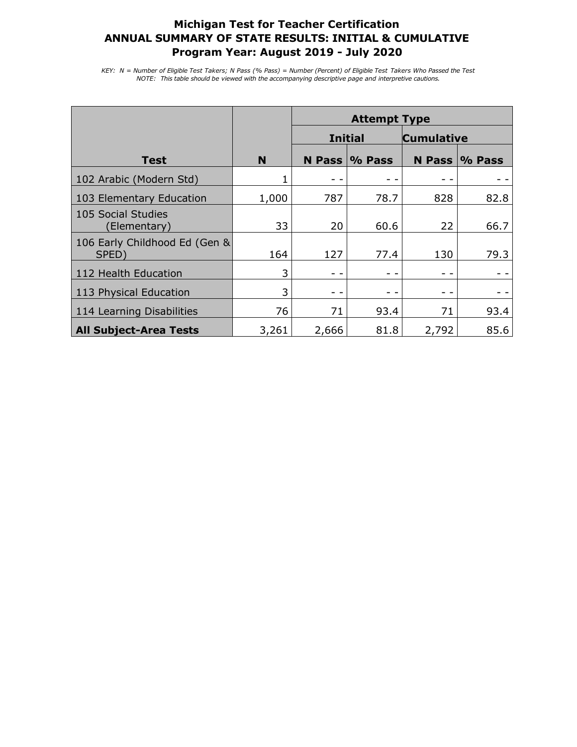# Michigan Test for Teacher Certification
## ANNUAL SUMMARY OF STATE RESULTS: INITIAL & CUMULATIVE
## Program Year: August 2019 - July 2020

*KEY: N = Number of Eligible Test Takers; N Pass (% Pass) = Number (Percent) of Eligible Test Takers Who Passed the Test*
*NOTE: This table should be viewed with the accompanying descriptive page and interpretive cautions.*

| | | Attempt Type | | | |
|---|---|---|---|---|---|
| | | Initial | | Cumulative | |
| **Test** | **N** | **N Pass** | **% Pass** | **N Pass** | **% Pass** |
| 102 Arabic (Modern Std) | 1 | - - | - - | - - | - - |
| 103 Elementary Education | 1,000 | 787 | 78.7 | 828 | 82.8 |
| 105 Social Studies (Elementary) | 33 | 20 | 60.6 | 22 | 66.7 |
| 106 Early Childhood Ed (Gen & SPED) | 164 | 127 | 77.4 | 130 | 79.3 |
| 112 Health Education | 3 | - - | - - | - - | - - |
| 113 Physical Education | 3 | - - | - - | - - | - - |
| 114 Learning Disabilities | 76 | 71 | 93.4 | 71 | 93.4 |
| **All Subject-Area Tests** | 3,261 | 2,666 | 81.8 | 2,792 | 85.6 |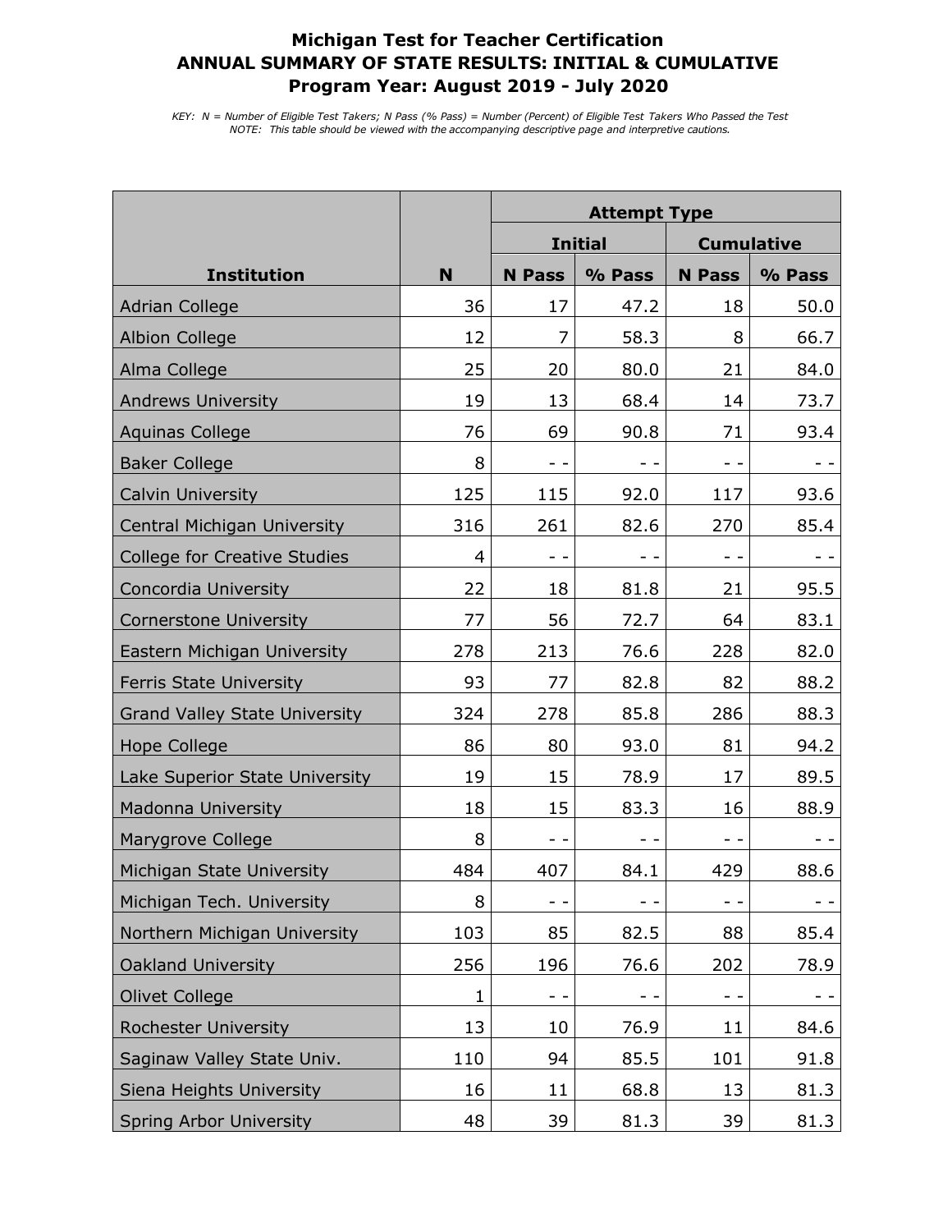**Michigan Test for Teacher Certification**
**ANNUAL SUMMARY OF STATE RESULTS: INITIAL & CUMULATIVE**
**Program Year: August 2019 - July 2020**

*KEY: N = Number of Eligible Test Takers; N Pass (% Pass) = Number (Percent) of Eligible Test Takers Who Passed the Test*
*NOTE: This table should be viewed with the accompanying descriptive page and interpretive cautions.*

| | | Attempt Type | | | |
|---|---|---|---|---|---|
| | | Initial | | Cumulative | |
| Institution | N | N Pass | % Pass | N Pass | % Pass |
| Adrian College | 36 | 17 | 47.2 | 18 | 50.0 |
| Albion College | 12 | 7 | 58.3 | 8 | 66.7 |
| Alma College | 25 | 20 | 80.0 | 21 | 84.0 |
| Andrews University | 19 | 13 | 68.4 | 14 | 73.7 |
| Aquinas College | 76 | 69 | 90.8 | 71 | 93.4 |
| Baker College | 8 | - - | - - | - - | - - |
| Calvin University | 125 | 115 | 92.0 | 117 | 93.6 |
| Central Michigan University | 316 | 261 | 82.6 | 270 | 85.4 |
| College for Creative Studies | 4 | - - | - - | - - | - - |
| Concordia University | 22 | 18 | 81.8 | 21 | 95.5 |
| Cornerstone University | 77 | 56 | 72.7 | 64 | 83.1 |
| Eastern Michigan University | 278 | 213 | 76.6 | 228 | 82.0 |
| Ferris State University | 93 | 77 | 82.8 | 82 | 88.2 |
| Grand Valley State University | 324 | 278 | 85.8 | 286 | 88.3 |
| Hope College | 86 | 80 | 93.0 | 81 | 94.2 |
| Lake Superior State University | 19 | 15 | 78.9 | 17 | 89.5 |
| Madonna University | 18 | 15 | 83.3 | 16 | 88.9 |
| Marygrove College | 8 | - - | - - | - - | - - |
| Michigan State University | 484 | 407 | 84.1 | 429 | 88.6 |
| Michigan Tech. University | 8 | - - | - - | - - | - - |
| Northern Michigan University | 103 | 85 | 82.5 | 88 | 85.4 |
| Oakland University | 256 | 196 | 76.6 | 202 | 78.9 |
| Olivet College | 1 | - - | - - | - - | - - |
| Rochester University | 13 | 10 | 76.9 | 11 | 84.6 |
| Saginaw Valley State Univ. | 110 | 94 | 85.5 | 101 | 91.8 |
| Siena Heights University | 16 | 11 | 68.8 | 13 | 81.3 |
| Spring Arbor University | 48 | 39 | 81.3 | 39 | 81.3 |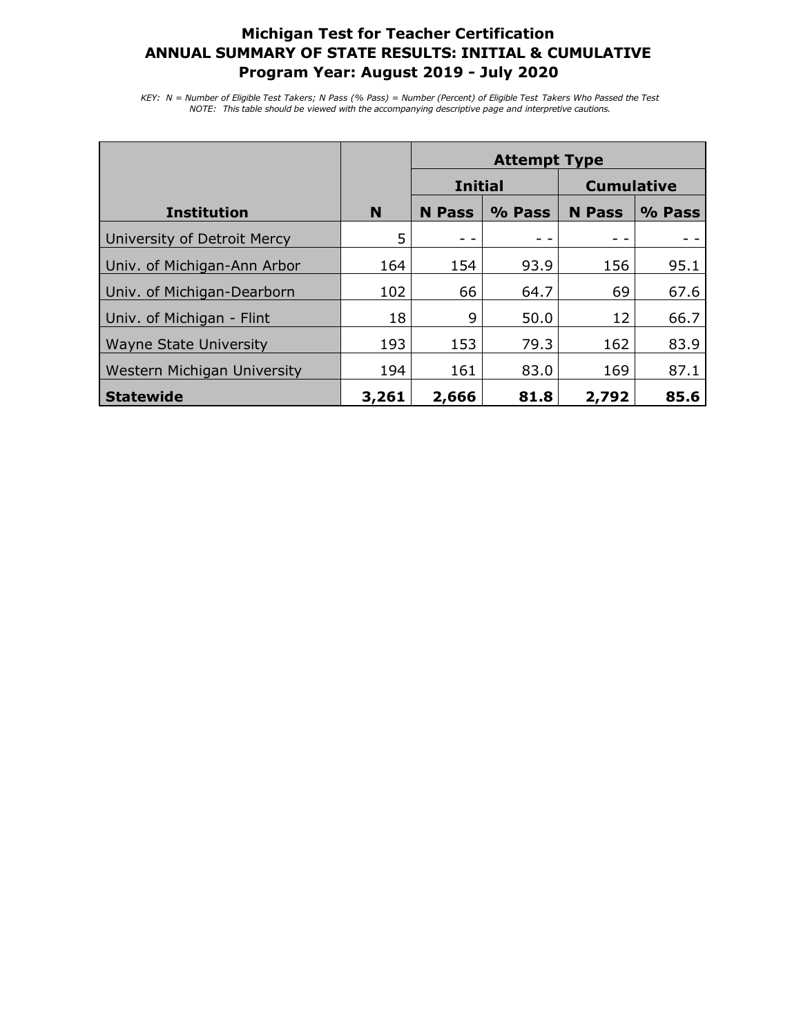# Michigan Test for Teacher Certification
## ANNUAL SUMMARY OF STATE RESULTS: INITIAL & CUMULATIVE
## Program Year: August 2019 - July 2020

*KEY: N = Number of Eligible Test Takers; N Pass (% Pass) = Number (Percent) of Eligible Test Takers Who Passed the Test*
*NOTE: This table should be viewed with the accompanying descriptive page and interpretive cautions.*

| | | Attempt Type | | | |
|---|---|---|---|---|---|
| | | Initial | | Cumulative | |
| **Institution** | **N** | **N Pass** | **% Pass** | **N Pass** | **% Pass** |
| University of Detroit Mercy | 5 | - - | - - | - - | - - |
| Univ. of Michigan-Ann Arbor | 164 | 154 | 93.9 | 156 | 95.1 |
| Univ. of Michigan-Dearborn | 102 | 66 | 64.7 | 69 | 67.6 |
| Univ. of Michigan - Flint | 18 | 9 | 50.0 | 12 | 66.7 |
| Wayne State University | 193 | 153 | 79.3 | 162 | 83.9 |
| Western Michigan University | 194 | 161 | 83.0 | 169 | 87.1 |
| **Statewide** | **3,261** | **2,666** | **81.8** | **2,792** | **85.6** |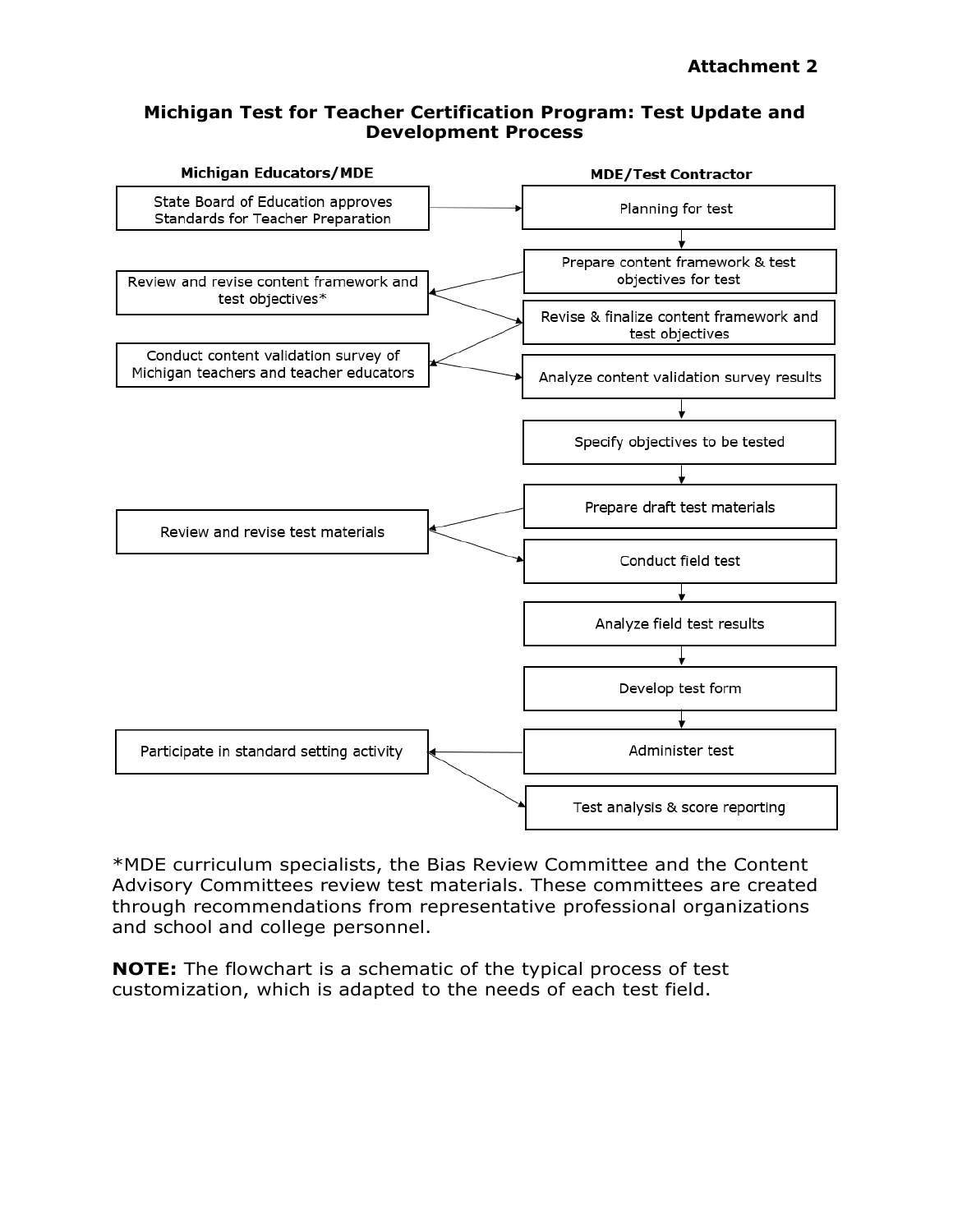**Attachment 2**

## Michigan Test for Teacher Certification Program: Test Update and Development Process

| Michigan Educators/MDE | MDE/Test Contractor |
| --- | --- |
| State Board of Education approves Standards for Teacher Preparation | Planning for test |
| | Prepare content framework & test objectives for test |
| Review and revise content framework and test objectives* | Revise & finalize content framework and test objectives |
| Conduct content validation survey of Michigan teachers and teacher educators | Analyze content validation survey results |
| | Specify objectives to be tested |
| | Prepare draft test materials |
| Review and revise test materials | Conduct field test |
| | Analyze field test results |
| | Develop test form |
| Participate in standard setting activity | Administer test |
| | Test analysis & score reporting |

*MDE curriculum specialists, the Bias Review Committee and the Content Advisory Committees review test materials. These committees are created through recommendations from representative professional organizations and school and college personnel.

**NOTE:** The flowchart is a schematic of the typical process of test customization, which is adapted to the needs of each test field.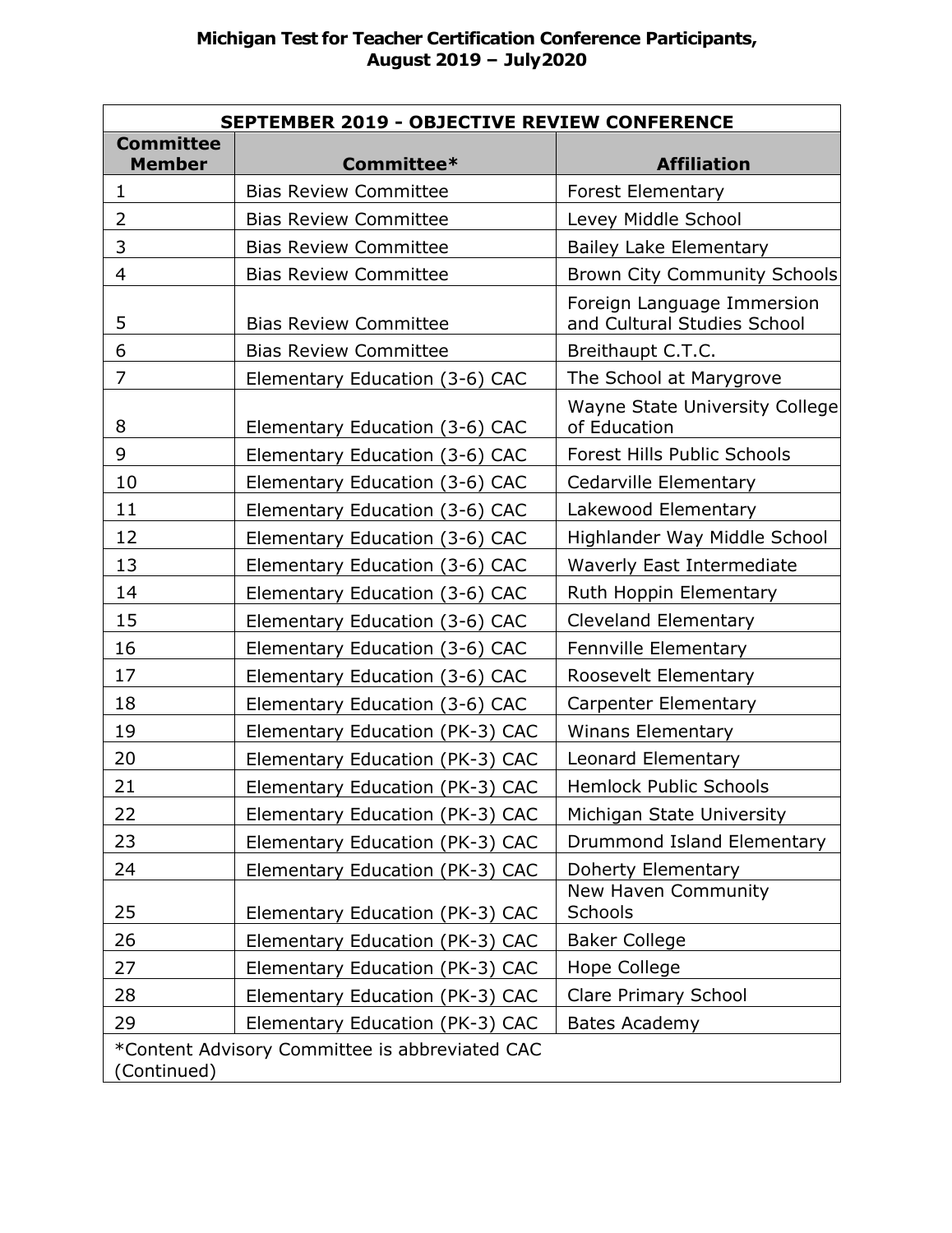# Michigan Test for Teacher Certification Conference Participants, August 2019 – July2020

| SEPTEMBER 2019 - OBJECTIVE REVIEW CONFERENCE | | |
|---|---|---|
| **Committee Member** | **Committee*** | **Affiliation** |
| 1 | Bias Review Committee | Forest Elementary |
| 2 | Bias Review Committee | Levey Middle School |
| 3 | Bias Review Committee | Bailey Lake Elementary |
| 4 | Bias Review Committee | Brown City Community Schools |
| 5 | Bias Review Committee | Foreign Language Immersion and Cultural Studies School |
| 6 | Bias Review Committee | Breithaupt C.T.C. |
| 7 | Elementary Education (3-6) CAC | The School at Marygrove |
| 8 | Elementary Education (3-6) CAC | Wayne State University College of Education |
| 9 | Elementary Education (3-6) CAC | Forest Hills Public Schools |
| 10 | Elementary Education (3-6) CAC | Cedarville Elementary |
| 11 | Elementary Education (3-6) CAC | Lakewood Elementary |
| 12 | Elementary Education (3-6) CAC | Highlander Way Middle School |
| 13 | Elementary Education (3-6) CAC | Waverly East Intermediate |
| 14 | Elementary Education (3-6) CAC | Ruth Hoppin Elementary |
| 15 | Elementary Education (3-6) CAC | Cleveland Elementary |
| 16 | Elementary Education (3-6) CAC | Fennville Elementary |
| 17 | Elementary Education (3-6) CAC | Roosevelt Elementary |
| 18 | Elementary Education (3-6) CAC | Carpenter Elementary |
| 19 | Elementary Education (PK-3) CAC | Winans Elementary |
| 20 | Elementary Education (PK-3) CAC | Leonard Elementary |
| 21 | Elementary Education (PK-3) CAC | Hemlock Public Schools |
| 22 | Elementary Education (PK-3) CAC | Michigan State University |
| 23 | Elementary Education (PK-3) CAC | Drummond Island Elementary |
| 24 | Elementary Education (PK-3) CAC | Doherty Elementary |
| 25 | Elementary Education (PK-3) CAC | New Haven Community Schools |
| 26 | Elementary Education (PK-3) CAC | Baker College |
| 27 | Elementary Education (PK-3) CAC | Hope College |
| 28 | Elementary Education (PK-3) CAC | Clare Primary School |
| 29 | Elementary Education (PK-3) CAC | Bates Academy |

*Content Advisory Committee is abbreviated CAC
(Continued)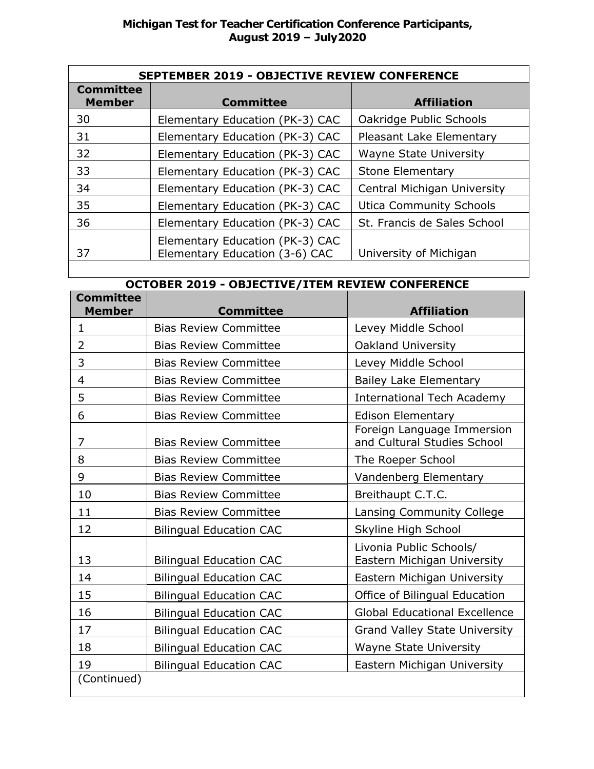## Michigan Test for Teacher Certification Conference Participants, August 2019 – July2020

| SEPTEMBER 2019 - OBJECTIVE REVIEW CONFERENCE | | |
|---|---|---|
| **Committee Member** | **Committee** | **Affiliation** |
| 30 | Elementary Education (PK-3) CAC | Oakridge Public Schools |
| 31 | Elementary Education (PK-3) CAC | Pleasant Lake Elementary |
| 32 | Elementary Education (PK-3) CAC | Wayne State University |
| 33 | Elementary Education (PK-3) CAC | Stone Elementary |
| 34 | Elementary Education (PK-3) CAC | Central Michigan University |
| 35 | Elementary Education (PK-3) CAC | Utica Community Schools |
| 36 | Elementary Education (PK-3) CAC | St. Francis de Sales School |
| 37 | Elementary Education (PK-3) CAC<br>Elementary Education (3-6) CAC | University of Michigan |

| OCTOBER 2019 - OBJECTIVE/ITEM REVIEW CONFERENCE | | |
|---|---|---|
| **Committee Member** | **Committee** | **Affiliation** |
| 1 | Bias Review Committee | Levey Middle School |
| 2 | Bias Review Committee | Oakland University |
| 3 | Bias Review Committee | Levey Middle School |
| 4 | Bias Review Committee | Bailey Lake Elementary |
| 5 | Bias Review Committee | International Tech Academy |
| 6 | Bias Review Committee | Edison Elementary |
| 7 | Bias Review Committee | Foreign Language Immersion and Cultural Studies School |
| 8 | Bias Review Committee | The Roeper School |
| 9 | Bias Review Committee | Vandenberg Elementary |
| 10 | Bias Review Committee | Breithaupt C.T.C. |
| 11 | Bias Review Committee | Lansing Community College |
| 12 | Bilingual Education CAC | Skyline High School |
| 13 | Bilingual Education CAC | Livonia Public Schools/ Eastern Michigan University |
| 14 | Bilingual Education CAC | Eastern Michigan University |
| 15 | Bilingual Education CAC | Office of Bilingual Education |
| 16 | Bilingual Education CAC | Global Educational Excellence |
| 17 | Bilingual Education CAC | Grand Valley State University |
| 18 | Bilingual Education CAC | Wayne State University |
| 19 | Bilingual Education CAC | Eastern Michigan University |

(Continued)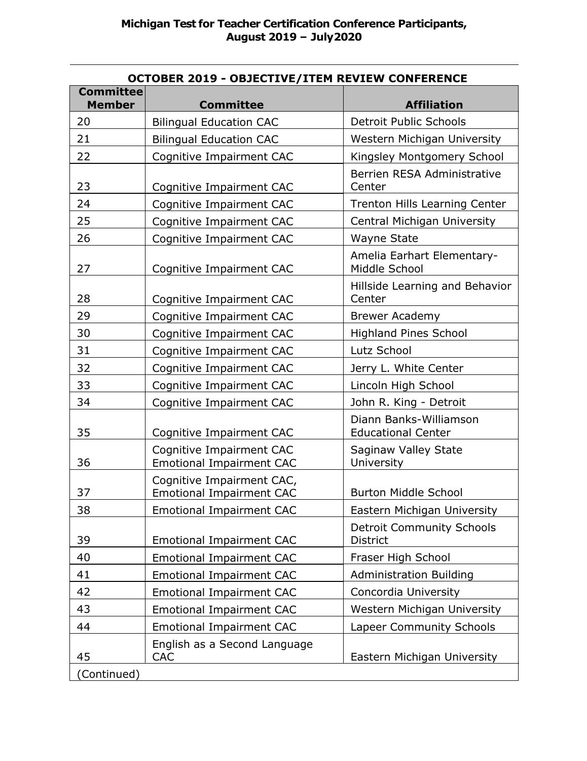**Michigan Test for Teacher Certification Conference Participants, August 2019 – July2020**

---

**OCTOBER 2019 - OBJECTIVE/ITEM REVIEW CONFERENCE**

| Committee Member | Committee | Affiliation |
|---|---|---|
| 20 | Bilingual Education CAC | Detroit Public Schools |
| 21 | Bilingual Education CAC | Western Michigan University |
| 22 | Cognitive Impairment CAC | Kingsley Montgomery School |
| 23 | Cognitive Impairment CAC | Berrien RESA Administrative Center |
| 24 | Cognitive Impairment CAC | Trenton Hills Learning Center |
| 25 | Cognitive Impairment CAC | Central Michigan University |
| 26 | Cognitive Impairment CAC | Wayne State |
| 27 | Cognitive Impairment CAC | Amelia Earhart Elementary-Middle School |
| 28 | Cognitive Impairment CAC | Hillside Learning and Behavior Center |
| 29 | Cognitive Impairment CAC | Brewer Academy |
| 30 | Cognitive Impairment CAC | Highland Pines School |
| 31 | Cognitive Impairment CAC | Lutz School |
| 32 | Cognitive Impairment CAC | Jerry L. White Center |
| 33 | Cognitive Impairment CAC | Lincoln High School |
| 34 | Cognitive Impairment CAC | John R. King - Detroit |
| 35 | Cognitive Impairment CAC | Diann Banks-Williamson Educational Center |
| 36 | Cognitive Impairment CAC Emotional Impairment CAC | Saginaw Valley State University |
| 37 | Cognitive Impairment CAC, Emotional Impairment CAC | Burton Middle School |
| 38 | Emotional Impairment CAC | Eastern Michigan University |
| 39 | Emotional Impairment CAC | Detroit Community Schools District |
| 40 | Emotional Impairment CAC | Fraser High School |
| 41 | Emotional Impairment CAC | Administration Building |
| 42 | Emotional Impairment CAC | Concordia University |
| 43 | Emotional Impairment CAC | Western Michigan University |
| 44 | Emotional Impairment CAC | Lapeer Community Schools |
| 45 | English as a Second Language CAC | Eastern Michigan University |
| (Continued) | | |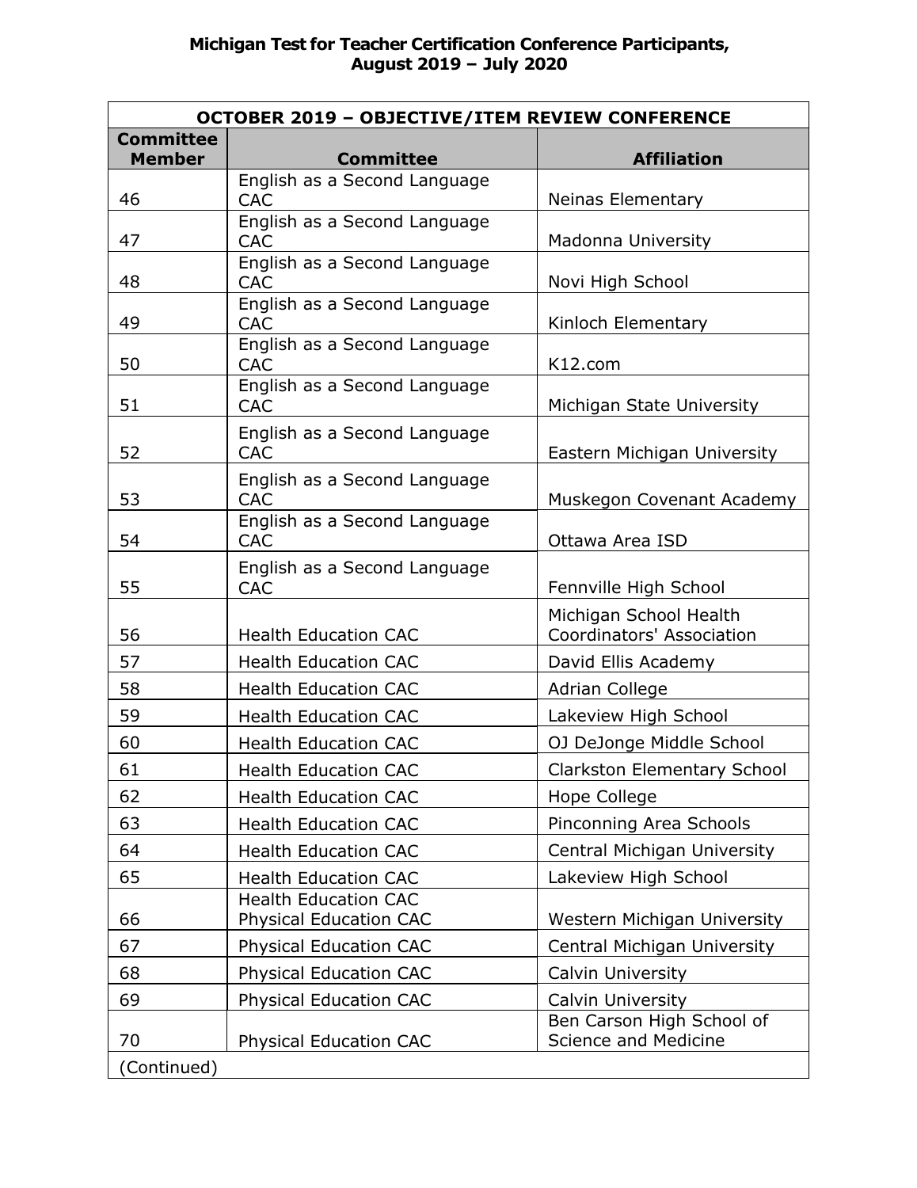**Michigan Test for Teacher Certification Conference Participants, August 2019 – July 2020**

| OCTOBER 2019 – OBJECTIVE/ITEM REVIEW CONFERENCE | | |
|---|---|---|
| **Committee Member** | **Committee** | **Affiliation** |
| 46 | English as a Second Language CAC | Neinas Elementary |
| 47 | English as a Second Language CAC | Madonna University |
| 48 | English as a Second Language CAC | Novi High School |
| 49 | English as a Second Language CAC | Kinloch Elementary |
| 50 | English as a Second Language CAC | K12.com |
| 51 | English as a Second Language CAC | Michigan State University |
| 52 | English as a Second Language CAC | Eastern Michigan University |
| 53 | English as a Second Language CAC | Muskegon Covenant Academy |
| 54 | English as a Second Language CAC | Ottawa Area ISD |
| 55 | English as a Second Language CAC | Fennville High School |
| 56 | Health Education CAC | Michigan School Health Coordinators' Association |
| 57 | Health Education CAC | David Ellis Academy |
| 58 | Health Education CAC | Adrian College |
| 59 | Health Education CAC | Lakeview High School |
| 60 | Health Education CAC | OJ DeJonge Middle School |
| 61 | Health Education CAC | Clarkston Elementary School |
| 62 | Health Education CAC | Hope College |
| 63 | Health Education CAC | Pinconning Area Schools |
| 64 | Health Education CAC | Central Michigan University |
| 65 | Health Education CAC | Lakeview High School |
| 66 | Health Education CAC<br>Physical Education CAC | Western Michigan University |
| 67 | Physical Education CAC | Central Michigan University |
| 68 | Physical Education CAC | Calvin University |
| 69 | Physical Education CAC | Calvin University |
| 70 | Physical Education CAC | Ben Carson High School of Science and Medicine |
| (Continued) | | |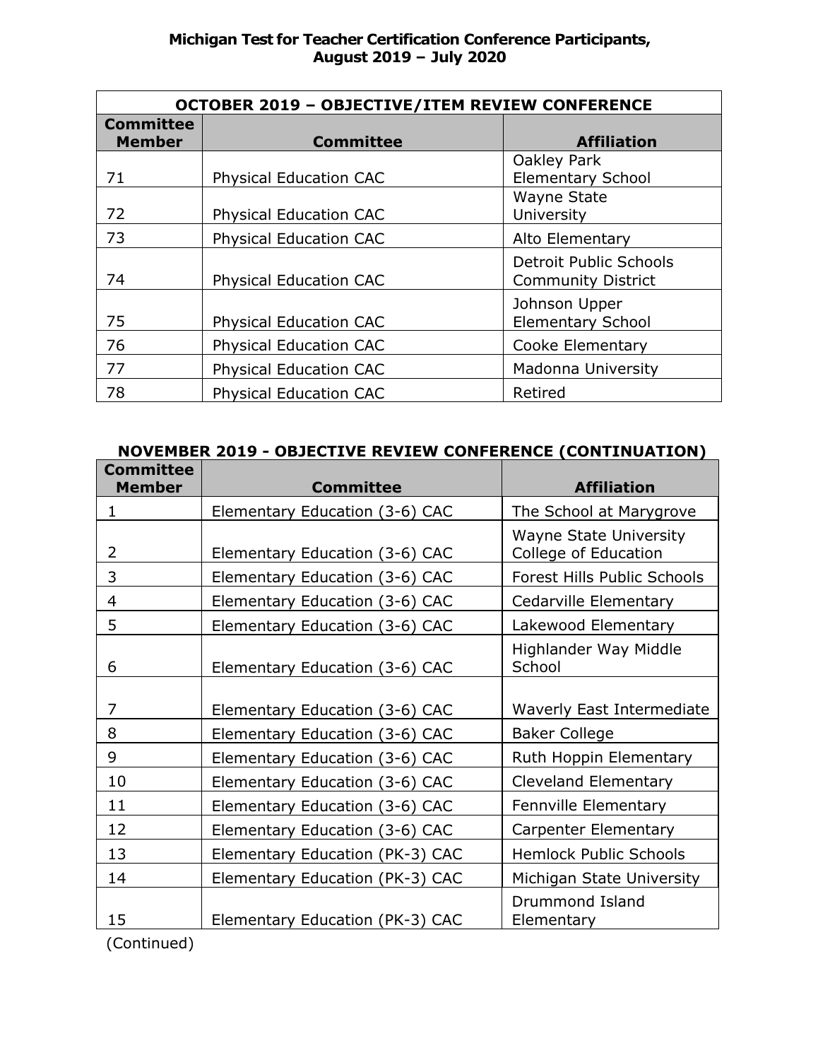**Michigan Test for Teacher Certification Conference Participants, August 2019 – July 2020**

| OCTOBER 2019 – OBJECTIVE/ITEM REVIEW CONFERENCE | | |
|---|---|---|
| **Committee Member** | **Committee** | **Affiliation** |
| 71 | Physical Education CAC | Oakley Park Elementary School |
| 72 | Physical Education CAC | Wayne State University |
| 73 | Physical Education CAC | Alto Elementary |
| 74 | Physical Education CAC | Detroit Public Schools Community District |
| 75 | Physical Education CAC | Johnson Upper Elementary School |
| 76 | Physical Education CAC | Cooke Elementary |
| 77 | Physical Education CAC | Madonna University |
| 78 | Physical Education CAC | Retired |

**NOVEMBER 2019 - OBJECTIVE REVIEW CONFERENCE (CONTINUATION)**

| Committee Member | Committee | Affiliation |
|---|---|---|
| 1 | Elementary Education (3-6) CAC | The School at Marygrove |
| 2 | Elementary Education (3-6) CAC | Wayne State University College of Education |
| 3 | Elementary Education (3-6) CAC | Forest Hills Public Schools |
| 4 | Elementary Education (3-6) CAC | Cedarville Elementary |
| 5 | Elementary Education (3-6) CAC | Lakewood Elementary |
| 6 | Elementary Education (3-6) CAC | Highlander Way Middle School |
| 7 | Elementary Education (3-6) CAC | Waverly East Intermediate |
| 8 | Elementary Education (3-6) CAC | Baker College |
| 9 | Elementary Education (3-6) CAC | Ruth Hoppin Elementary |
| 10 | Elementary Education (3-6) CAC | Cleveland Elementary |
| 11 | Elementary Education (3-6) CAC | Fennville Elementary |
| 12 | Elementary Education (3-6) CAC | Carpenter Elementary |
| 13 | Elementary Education (PK-3) CAC | Hemlock Public Schools |
| 14 | Elementary Education (PK-3) CAC | Michigan State University |
| 15 | Elementary Education (PK-3) CAC | Drummond Island Elementary |

(Continued)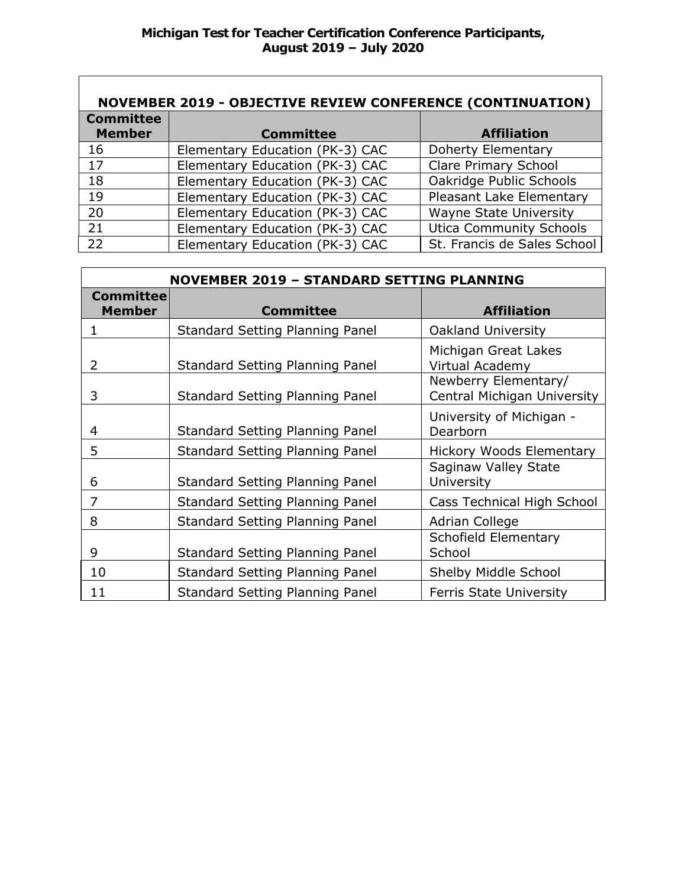**Michigan Test for Teacher Certification Conference Participants, August 2019 – July 2020**

| NOVEMBER 2019 - OBJECTIVE REVIEW CONFERENCE (CONTINUATION) | | |
|---|---|---|
| **Committee Member** | **Committee** | **Affiliation** |
| 16 | Elementary Education (PK-3) CAC | Doherty Elementary |
| 17 | Elementary Education (PK-3) CAC | Clare Primary School |
| 18 | Elementary Education (PK-3) CAC | Oakridge Public Schools |
| 19 | Elementary Education (PK-3) CAC | Pleasant Lake Elementary |
| 20 | Elementary Education (PK-3) CAC | Wayne State University |
| 21 | Elementary Education (PK-3) CAC | Utica Community Schools |
| 22 | Elementary Education (PK-3) CAC | St. Francis de Sales School |

| NOVEMBER 2019 – STANDARD SETTING PLANNING | | |
|---|---|---|
| **Committee Member** | **Committee** | **Affiliation** |
| 1 | Standard Setting Planning Panel | Oakland University |
| 2 | Standard Setting Planning Panel | Michigan Great Lakes Virtual Academy |
| 3 | Standard Setting Planning Panel | Newberry Elementary/ Central Michigan University |
| 4 | Standard Setting Planning Panel | University of Michigan - Dearborn |
| 5 | Standard Setting Planning Panel | Hickory Woods Elementary |
| 6 | Standard Setting Planning Panel | Saginaw Valley State University |
| 7 | Standard Setting Planning Panel | Cass Technical High School |
| 8 | Standard Setting Planning Panel | Adrian College |
| 9 | Standard Setting Planning Panel | Schofield Elementary School |
| 10 | Standard Setting Planning Panel | Shelby Middle School |
| 11 | Standard Setting Planning Panel | Ferris State University |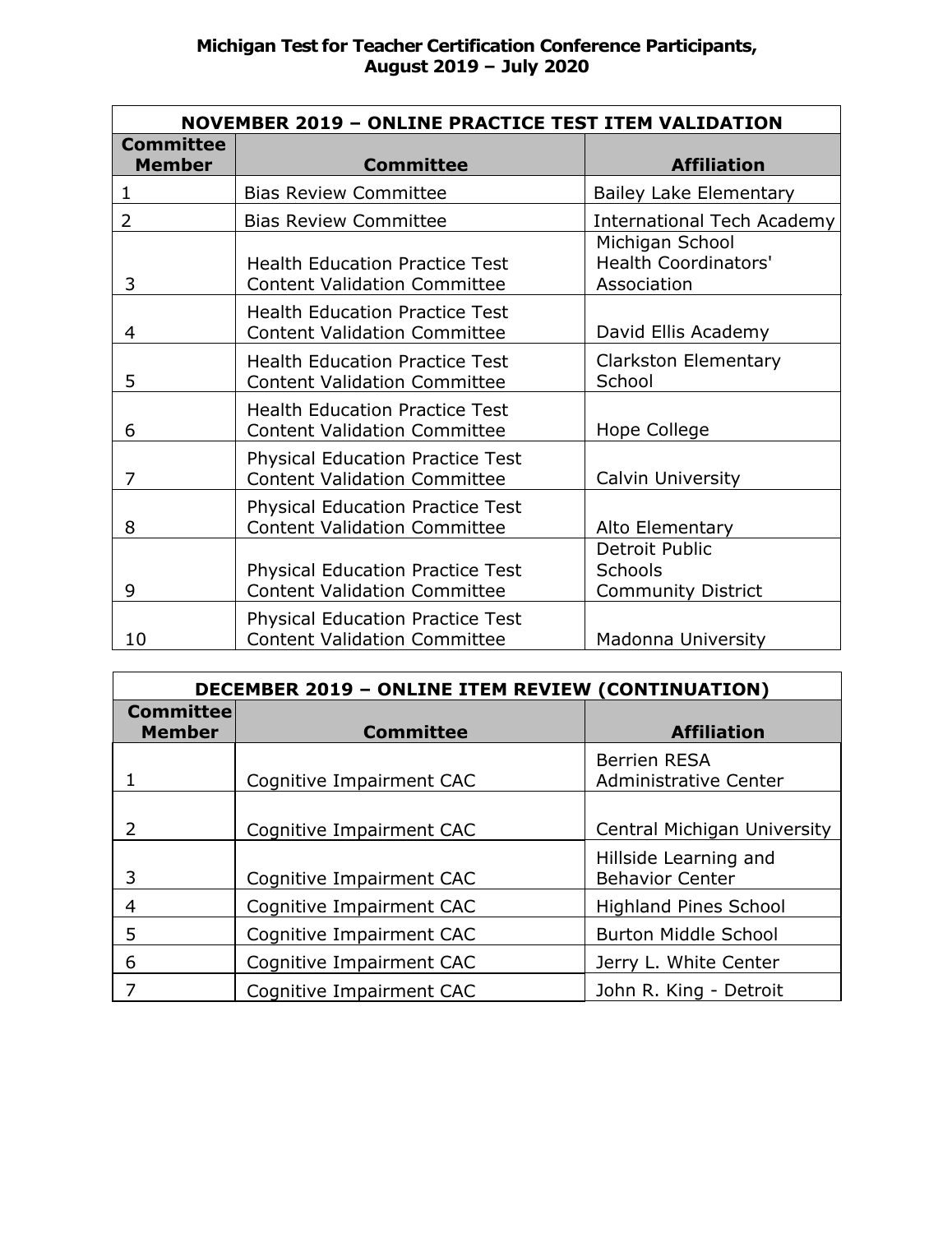**Michigan Test for Teacher Certification Conference Participants, August 2019 – July 2020**

| NOVEMBER 2019 – ONLINE PRACTICE TEST ITEM VALIDATION | | |
|---|---|---|
| **Committee Member** | **Committee** | **Affiliation** |
| 1 | Bias Review Committee | Bailey Lake Elementary |
| 2 | Bias Review Committee | International Tech Academy |
| 3 | Health Education Practice Test Content Validation Committee | Michigan School Health Coordinators' Association |
| 4 | Health Education Practice Test Content Validation Committee | David Ellis Academy |
| 5 | Health Education Practice Test Content Validation Committee | Clarkston Elementary School |
| 6 | Health Education Practice Test Content Validation Committee | Hope College |
| 7 | Physical Education Practice Test Content Validation Committee | Calvin University |
| 8 | Physical Education Practice Test Content Validation Committee | Alto Elementary |
| 9 | Physical Education Practice Test Content Validation Committee | Detroit Public Schools Community District |
| 10 | Physical Education Practice Test Content Validation Committee | Madonna University |

| DECEMBER 2019 – ONLINE ITEM REVIEW (CONTINUATION) | | |
|---|---|---|
| **Committee Member** | **Committee** | **Affiliation** |
| 1 | Cognitive Impairment CAC | Berrien RESA Administrative Center |
| 2 | Cognitive Impairment CAC | Central Michigan University |
| 3 | Cognitive Impairment CAC | Hillside Learning and Behavior Center |
| 4 | Cognitive Impairment CAC | Highland Pines School |
| 5 | Cognitive Impairment CAC | Burton Middle School |
| 6 | Cognitive Impairment CAC | Jerry L. White Center |
| 7 | Cognitive Impairment CAC | John R. King - Detroit |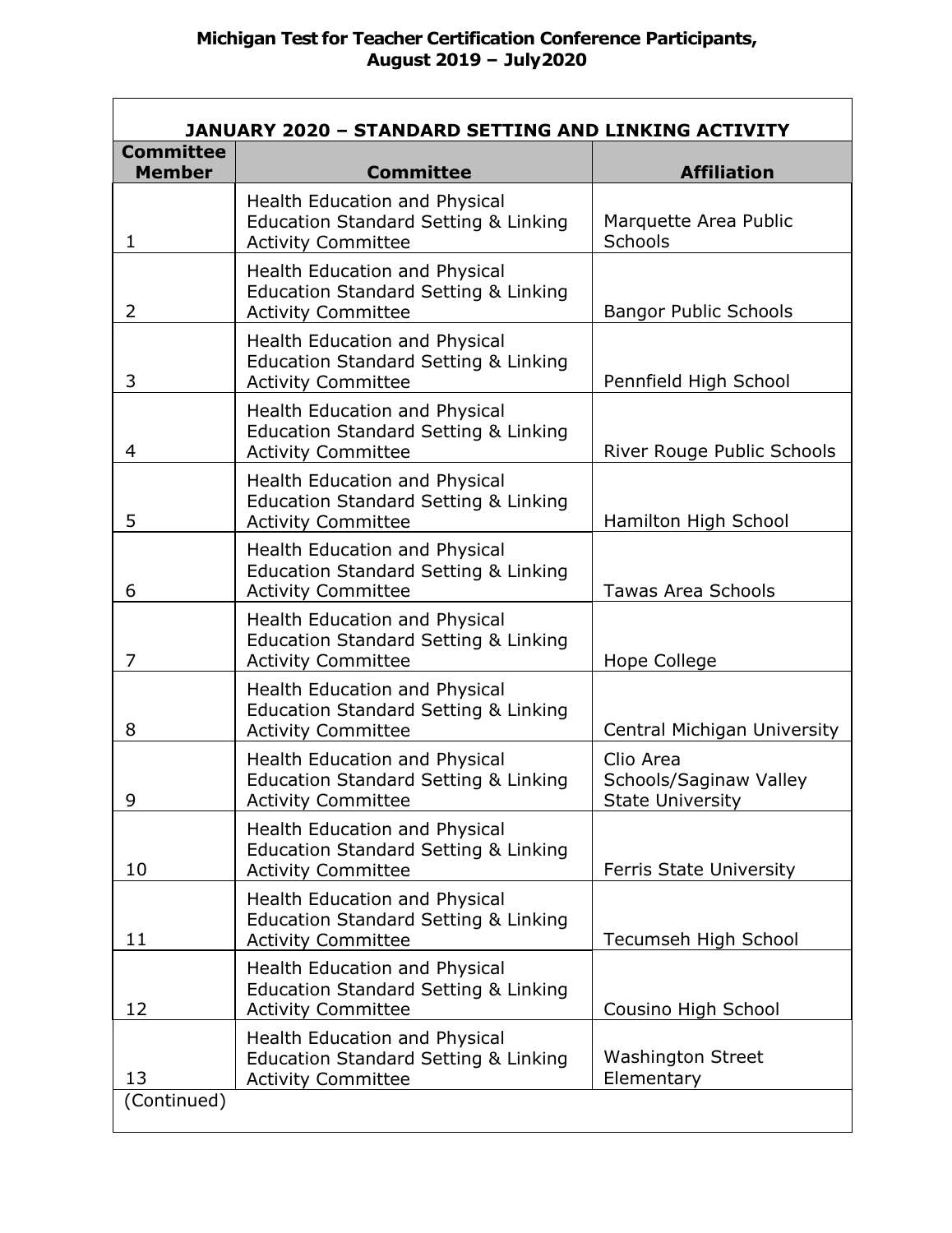**Michigan Test for Teacher Certification Conference Participants, August 2019 – July2020**

| JANUARY 2020 – STANDARD SETTING AND LINKING ACTIVITY | | |
|---|---|---|
| **Committee Member** | **Committee** | **Affiliation** |
| 1 | Health Education and Physical Education Standard Setting & Linking Activity Committee | Marquette Area Public Schools |
| 2 | Health Education and Physical Education Standard Setting & Linking Activity Committee | Bangor Public Schools |
| 3 | Health Education and Physical Education Standard Setting & Linking Activity Committee | Pennfield High School |
| 4 | Health Education and Physical Education Standard Setting & Linking Activity Committee | River Rouge Public Schools |
| 5 | Health Education and Physical Education Standard Setting & Linking Activity Committee | Hamilton High School |
| 6 | Health Education and Physical Education Standard Setting & Linking Activity Committee | Tawas Area Schools |
| 7 | Health Education and Physical Education Standard Setting & Linking Activity Committee | Hope College |
| 8 | Health Education and Physical Education Standard Setting & Linking Activity Committee | Central Michigan University |
| 9 | Health Education and Physical Education Standard Setting & Linking Activity Committee | Clio Area Schools/Saginaw Valley State University |
| 10 | Health Education and Physical Education Standard Setting & Linking Activity Committee | Ferris State University |
| 11 | Health Education and Physical Education Standard Setting & Linking Activity Committee | Tecumseh High School |
| 12 | Health Education and Physical Education Standard Setting & Linking Activity Committee | Cousino High School |
| 13 | Health Education and Physical Education Standard Setting & Linking Activity Committee | Washington Street Elementary |
| (Continued) | | |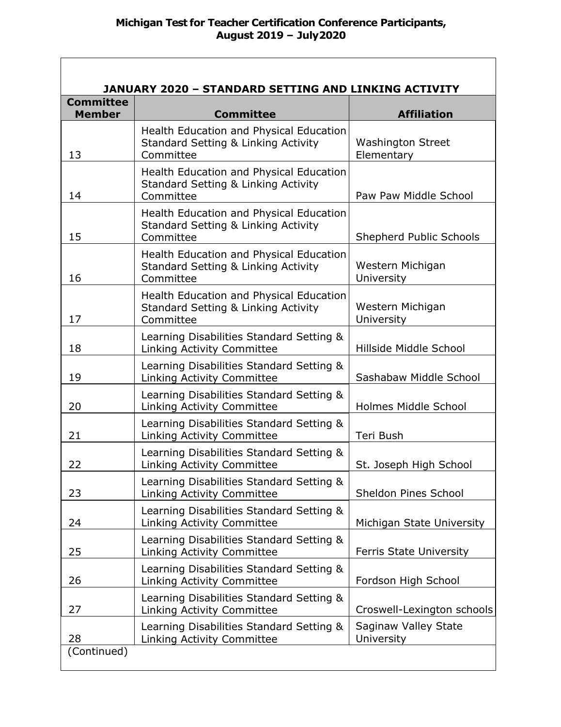**Michigan Test for Teacher Certification Conference Participants, August 2019 – July2020**

| JANUARY 2020 – STANDARD SETTING AND LINKING ACTIVITY | | |
|---|---|---|
| **Committee Member** | **Committee** | **Affiliation** |
| 13 | Health Education and Physical Education Standard Setting & Linking Activity Committee | Washington Street Elementary |
| 14 | Health Education and Physical Education Standard Setting & Linking Activity Committee | Paw Paw Middle School |
| 15 | Health Education and Physical Education Standard Setting & Linking Activity Committee | Shepherd Public Schools |
| 16 | Health Education and Physical Education Standard Setting & Linking Activity Committee | Western Michigan University |
| 17 | Health Education and Physical Education Standard Setting & Linking Activity Committee | Western Michigan University |
| 18 | Learning Disabilities Standard Setting & Linking Activity Committee | Hillside Middle School |
| 19 | Learning Disabilities Standard Setting & Linking Activity Committee | Sashabaw Middle School |
| 20 | Learning Disabilities Standard Setting & Linking Activity Committee | Holmes Middle School |
| 21 | Learning Disabilities Standard Setting & Linking Activity Committee | Teri Bush |
| 22 | Learning Disabilities Standard Setting & Linking Activity Committee | St. Joseph High School |
| 23 | Learning Disabilities Standard Setting & Linking Activity Committee | Sheldon Pines School |
| 24 | Learning Disabilities Standard Setting & Linking Activity Committee | Michigan State University |
| 25 | Learning Disabilities Standard Setting & Linking Activity Committee | Ferris State University |
| 26 | Learning Disabilities Standard Setting & Linking Activity Committee | Fordson High School |
| 27 | Learning Disabilities Standard Setting & Linking Activity Committee | Croswell-Lexington schools |
| 28 | Learning Disabilities Standard Setting & Linking Activity Committee | Saginaw Valley State University |
| (Continued) | | |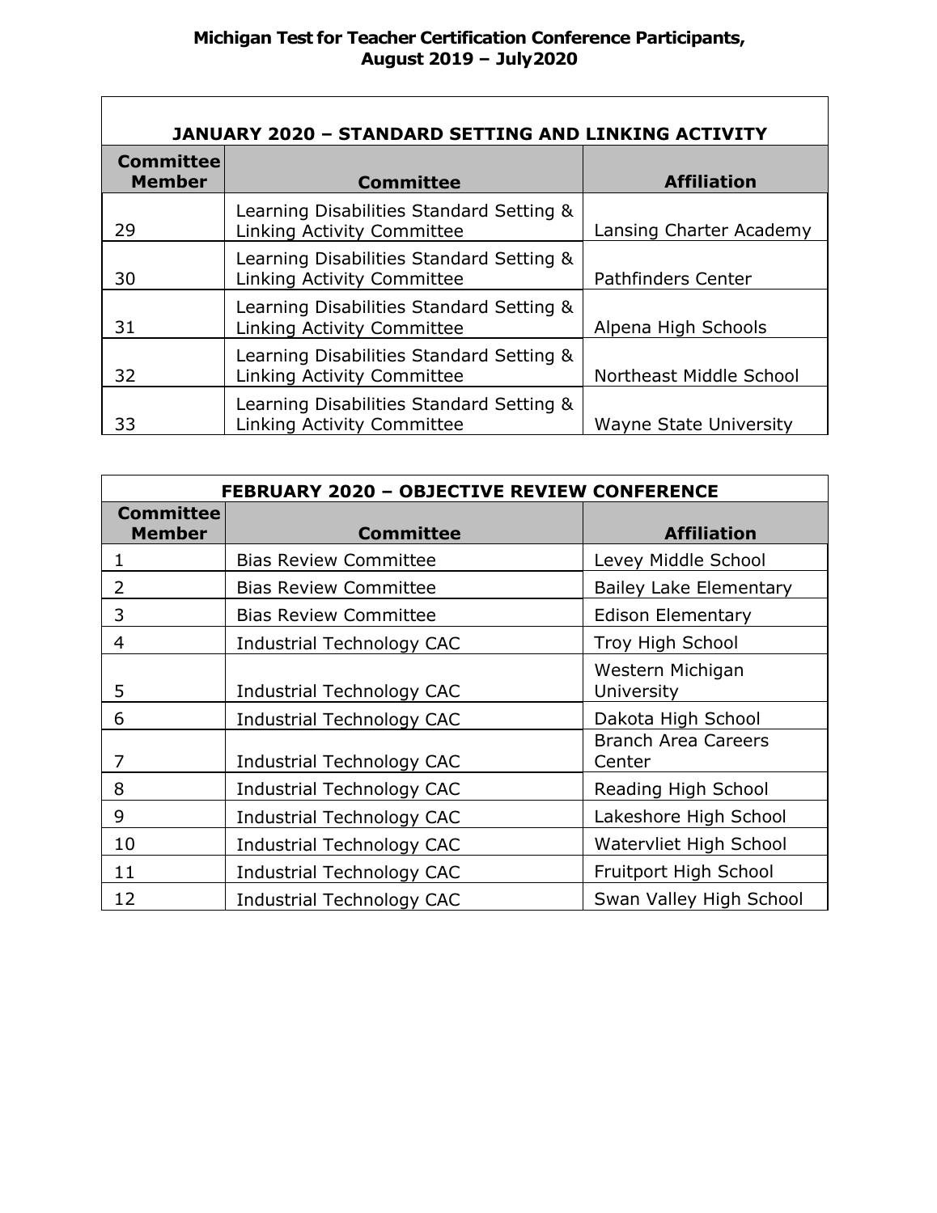**Michigan Test for Teacher Certification Conference Participants, August 2019 – July2020**

| JANUARY 2020 – STANDARD SETTING AND LINKING ACTIVITY | | |
|---|---|---|
| **Committee Member** | **Committee** | **Affiliation** |
| 29 | Learning Disabilities Standard Setting & Linking Activity Committee | Lansing Charter Academy |
| 30 | Learning Disabilities Standard Setting & Linking Activity Committee | Pathfinders Center |
| 31 | Learning Disabilities Standard Setting & Linking Activity Committee | Alpena High Schools |
| 32 | Learning Disabilities Standard Setting & Linking Activity Committee | Northeast Middle School |
| 33 | Learning Disabilities Standard Setting & Linking Activity Committee | Wayne State University |

| FEBRUARY 2020 – OBJECTIVE REVIEW CONFERENCE | | |
|---|---|---|
| **Committee Member** | **Committee** | **Affiliation** |
| 1 | Bias Review Committee | Levey Middle School |
| 2 | Bias Review Committee | Bailey Lake Elementary |
| 3 | Bias Review Committee | Edison Elementary |
| 4 | Industrial Technology CAC | Troy High School |
| 5 | Industrial Technology CAC | Western Michigan University |
| 6 | Industrial Technology CAC | Dakota High School |
| 7 | Industrial Technology CAC | Branch Area Careers Center |
| 8 | Industrial Technology CAC | Reading High School |
| 9 | Industrial Technology CAC | Lakeshore High School |
| 10 | Industrial Technology CAC | Watervliet High School |
| 11 | Industrial Technology CAC | Fruitport High School |
| 12 | Industrial Technology CAC | Swan Valley High School |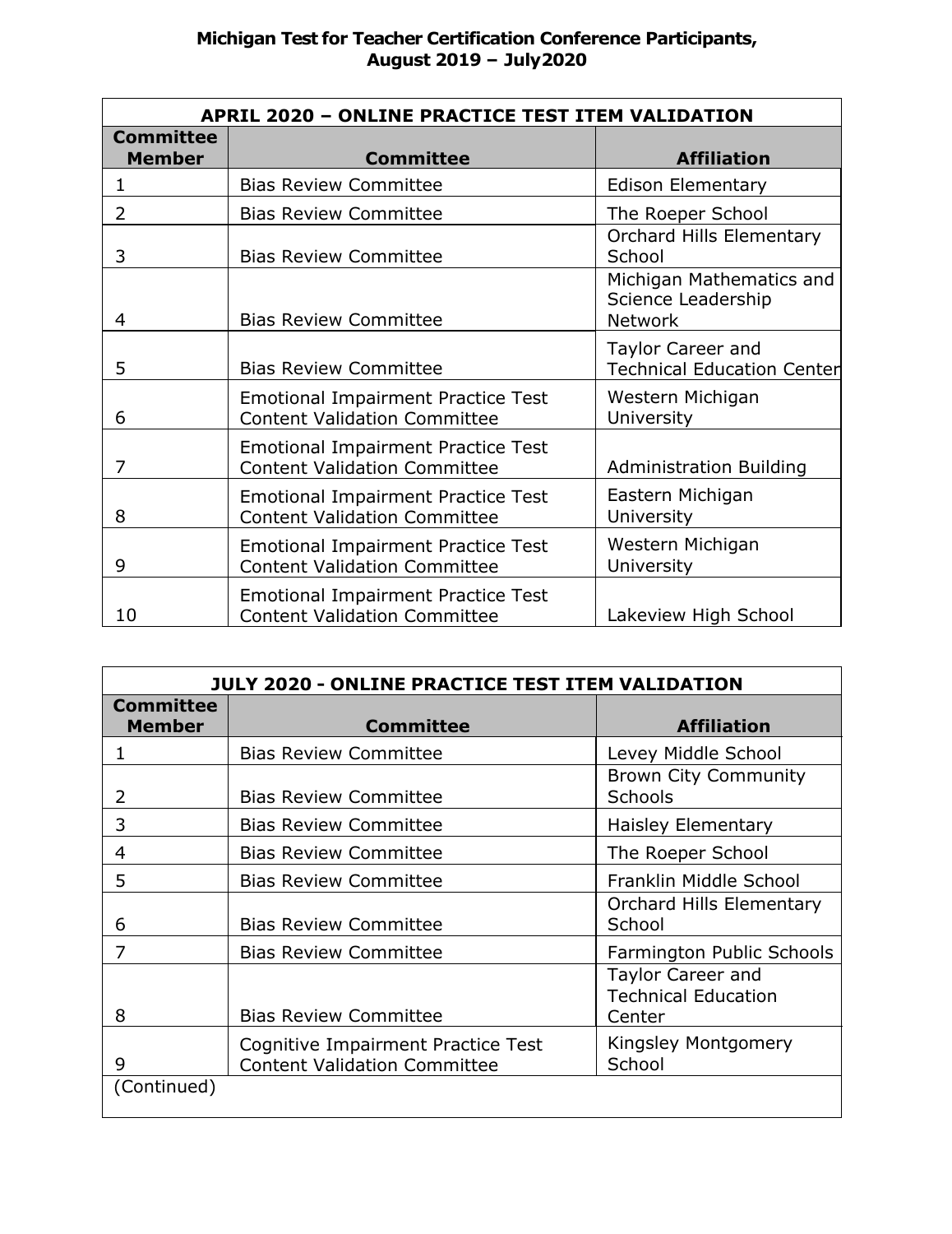## Michigan Test for Teacher Certification Conference Participants, August 2019 – July2020

| APRIL 2020 – ONLINE PRACTICE TEST ITEM VALIDATION | | |
|---|---|---|
| **Committee Member** | **Committee** | **Affiliation** |
| 1 | Bias Review Committee | Edison Elementary |
| 2 | Bias Review Committee | The Roeper School |
| 3 | Bias Review Committee | Orchard Hills Elementary School |
| 4 | Bias Review Committee | Michigan Mathematics and Science Leadership Network |
| 5 | Bias Review Committee | Taylor Career and Technical Education Center |
| 6 | Emotional Impairment Practice Test Content Validation Committee | Western Michigan University |
| 7 | Emotional Impairment Practice Test Content Validation Committee | Administration Building |
| 8 | Emotional Impairment Practice Test Content Validation Committee | Eastern Michigan University |
| 9 | Emotional Impairment Practice Test Content Validation Committee | Western Michigan University |
| 10 | Emotional Impairment Practice Test Content Validation Committee | Lakeview High School |

| JULY 2020 - ONLINE PRACTICE TEST ITEM VALIDATION | | |
|---|---|---|
| **Committee Member** | **Committee** | **Affiliation** |
| 1 | Bias Review Committee | Levey Middle School |
| 2 | Bias Review Committee | Brown City Community Schools |
| 3 | Bias Review Committee | Haisley Elementary |
| 4 | Bias Review Committee | The Roeper School |
| 5 | Bias Review Committee | Franklin Middle School |
| 6 | Bias Review Committee | Orchard Hills Elementary School |
| 7 | Bias Review Committee | Farmington Public Schools |
| 8 | Bias Review Committee | Taylor Career and Technical Education Center |
| 9 | Cognitive Impairment Practice Test Content Validation Committee | Kingsley Montgomery School |
| (Continued) | | |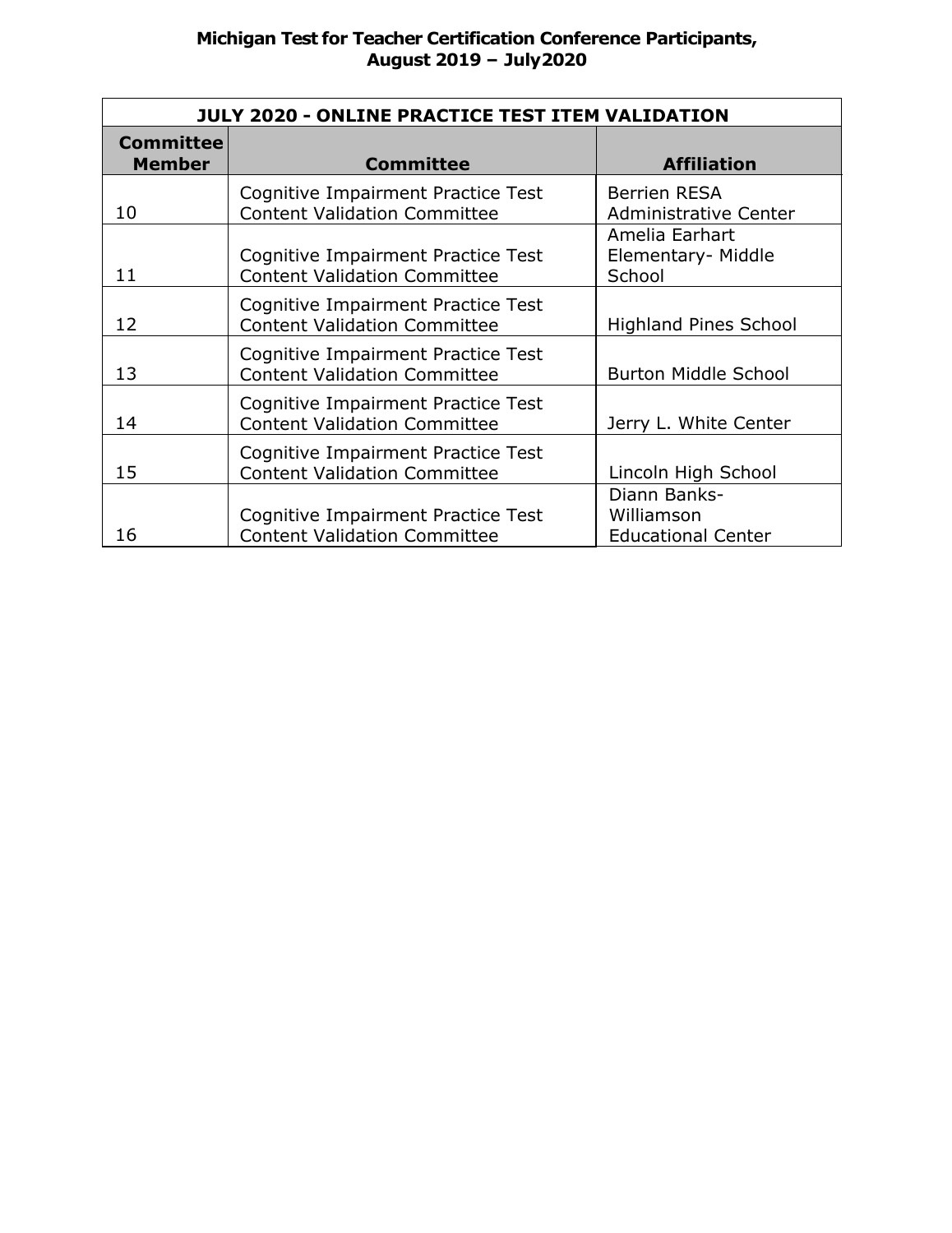**Michigan Test for Teacher Certification Conference Participants, August 2019 – July2020**

| JULY 2020 - ONLINE PRACTICE TEST ITEM VALIDATION | | |
|---|---|---|
| **Committee Member** | **Committee** | **Affiliation** |
| 10 | Cognitive Impairment Practice Test Content Validation Committee | Berrien RESA Administrative Center |
| 11 | Cognitive Impairment Practice Test Content Validation Committee | Amelia Earhart Elementary- Middle School |
| 12 | Cognitive Impairment Practice Test Content Validation Committee | Highland Pines School |
| 13 | Cognitive Impairment Practice Test Content Validation Committee | Burton Middle School |
| 14 | Cognitive Impairment Practice Test Content Validation Committee | Jerry L. White Center |
| 15 | Cognitive Impairment Practice Test Content Validation Committee | Lincoln High School |
| 16 | Cognitive Impairment Practice Test Content Validation Committee | Diann Banks-Williamson Educational Center |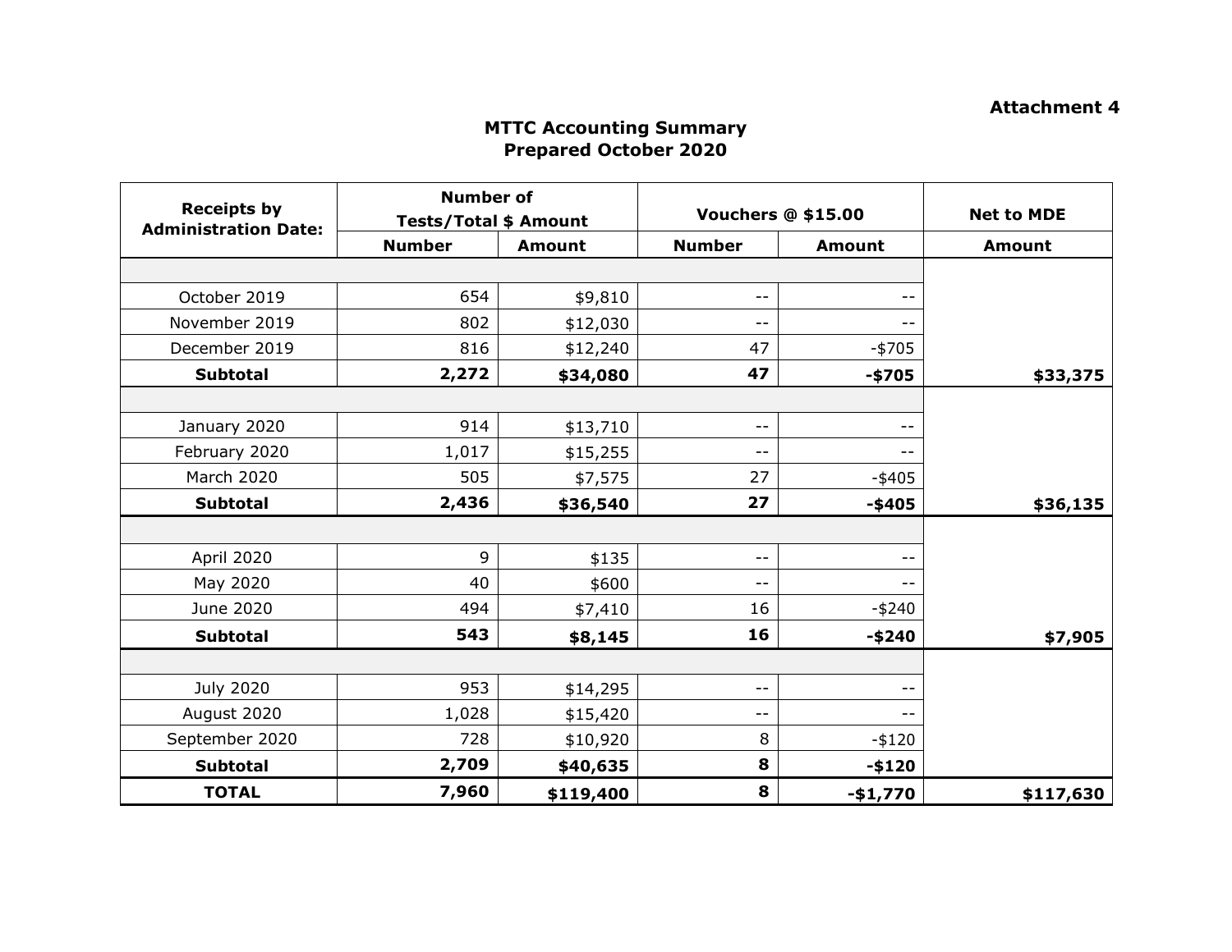**Attachment 4**

## MTTC Accounting Summary
## Prepared October 2020

| Receipts by Administration Date: | Number of Tests/Total $ Amount | | Vouchers @ $15.00 | | Net to MDE |
|---|---|---|---|---|---|
| | Number | Amount | Number | Amount | Amount |
| | | | | | |
| October 2019 | 654 | $9,810 | -- | -- | |
| November 2019 | 802 | $12,030 | -- | -- | |
| December 2019 | 816 | $12,240 | 47 | -$705 | |
| **Subtotal** | **2,272** | **$34,080** | **47** | **-$705** | **$33,375** |
| | | | | | |
| January 2020 | 914 | $13,710 | -- | -- | |
| February 2020 | 1,017 | $15,255 | -- | -- | |
| March 2020 | 505 | $7,575 | 27 | -$405 | |
| **Subtotal** | **2,436** | **$36,540** | **27** | **-$405** | **$36,135** |
| | | | | | |
| April 2020 | 9 | $135 | -- | -- | |
| May 2020 | 40 | $600 | -- | -- | |
| June 2020 | 494 | $7,410 | 16 | -$240 | |
| **Subtotal** | **543** | **$8,145** | **16** | **-$240** | **$7,905** |
| | | | | | |
| July 2020 | 953 | $14,295 | -- | -- | |
| August 2020 | 1,028 | $15,420 | -- | -- | |
| September 2020 | 728 | $10,920 | 8 | -$120 | |
| **Subtotal** | **2,709** | **$40,635** | **8** | **-$120** | |
| **TOTAL** | **7,960** | **$119,400** | **8** | **-$1,770** | **$117,630** |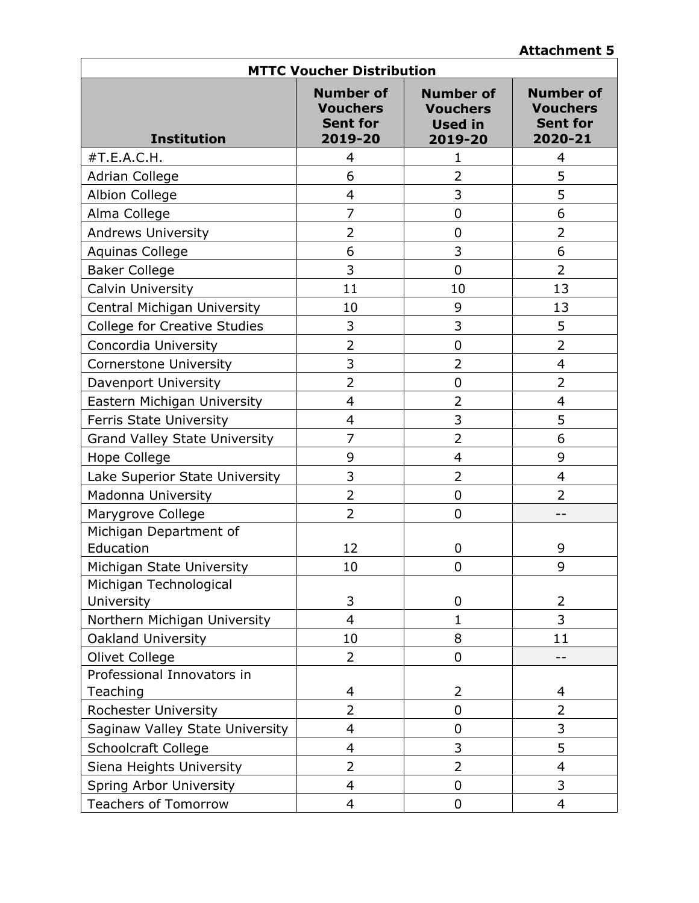**Attachment 5**

| MTTC Voucher Distribution | | | |
|---|---|---|---|
| **Institution** | **Number of Vouchers Sent for 2019-20** | **Number of Vouchers Used in 2019-20** | **Number of Vouchers Sent for 2020-21** |
| #T.E.A.C.H. | 4 | 1 | 4 |
| Adrian College | 6 | 2 | 5 |
| Albion College | 4 | 3 | 5 |
| Alma College | 7 | 0 | 6 |
| Andrews University | 2 | 0 | 2 |
| Aquinas College | 6 | 3 | 6 |
| Baker College | 3 | 0 | 2 |
| Calvin University | 11 | 10 | 13 |
| Central Michigan University | 10 | 9 | 13 |
| College for Creative Studies | 3 | 3 | 5 |
| Concordia University | 2 | 0 | 2 |
| Cornerstone University | 3 | 2 | 4 |
| Davenport University | 2 | 0 | 2 |
| Eastern Michigan University | 4 | 2 | 4 |
| Ferris State University | 4 | 3 | 5 |
| Grand Valley State University | 7 | 2 | 6 |
| Hope College | 9 | 4 | 9 |
| Lake Superior State University | 3 | 2 | 4 |
| Madonna University | 2 | 0 | 2 |
| Marygrove College | 2 | 0 | -- |
| Michigan Department of Education | 12 | 0 | 9 |
| Michigan State University | 10 | 0 | 9 |
| Michigan Technological University | 3 | 0 | 2 |
| Northern Michigan University | 4 | 1 | 3 |
| Oakland University | 10 | 8 | 11 |
| Olivet College | 2 | 0 | -- |
| Professional Innovators in Teaching | 4 | 2 | 4 |
| Rochester University | 2 | 0 | 2 |
| Saginaw Valley State University | 4 | 0 | 3 |
| Schoolcraft College | 4 | 3 | 5 |
| Siena Heights University | 2 | 2 | 4 |
| Spring Arbor University | 4 | 0 | 3 |
| Teachers of Tomorrow | 4 | 0 | 4 |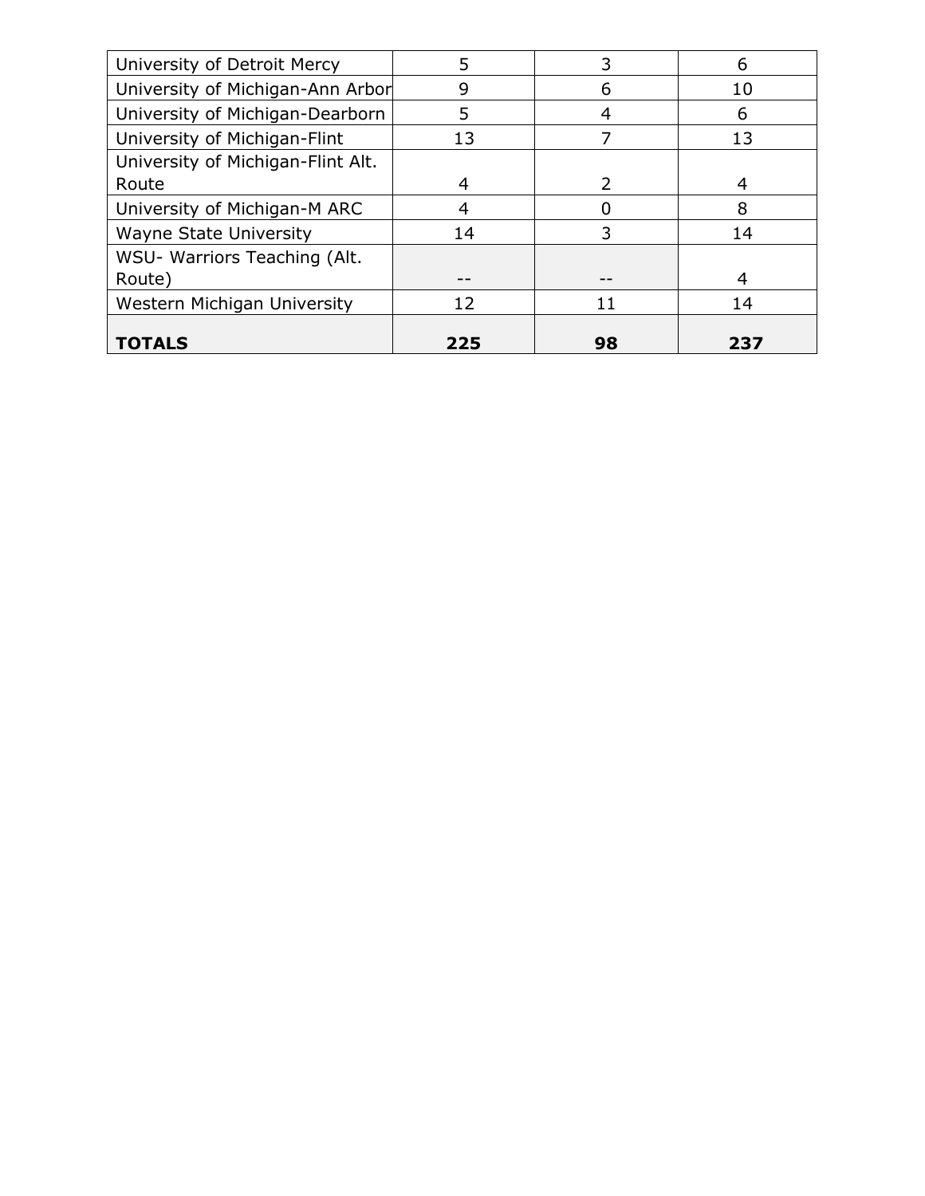| | | | |
|---|---|---|---|
| University of Detroit Mercy | 5 | 3 | 6 |
| University of Michigan-Ann Arbor | 9 | 6 | 10 |
| University of Michigan-Dearborn | 5 | 4 | 6 |
| University of Michigan-Flint | 13 | 7 | 13 |
| University of Michigan-Flint Alt. Route | 4 | 2 | 4 |
| University of Michigan-M ARC | 4 | 0 | 8 |
| Wayne State University | 14 | 3 | 14 |
| WSU- Warriors Teaching (Alt. Route) | -- | -- | 4 |
| Western Michigan University | 12 | 11 | 14 |
| **TOTALS** | **225** | **98** | **237** |